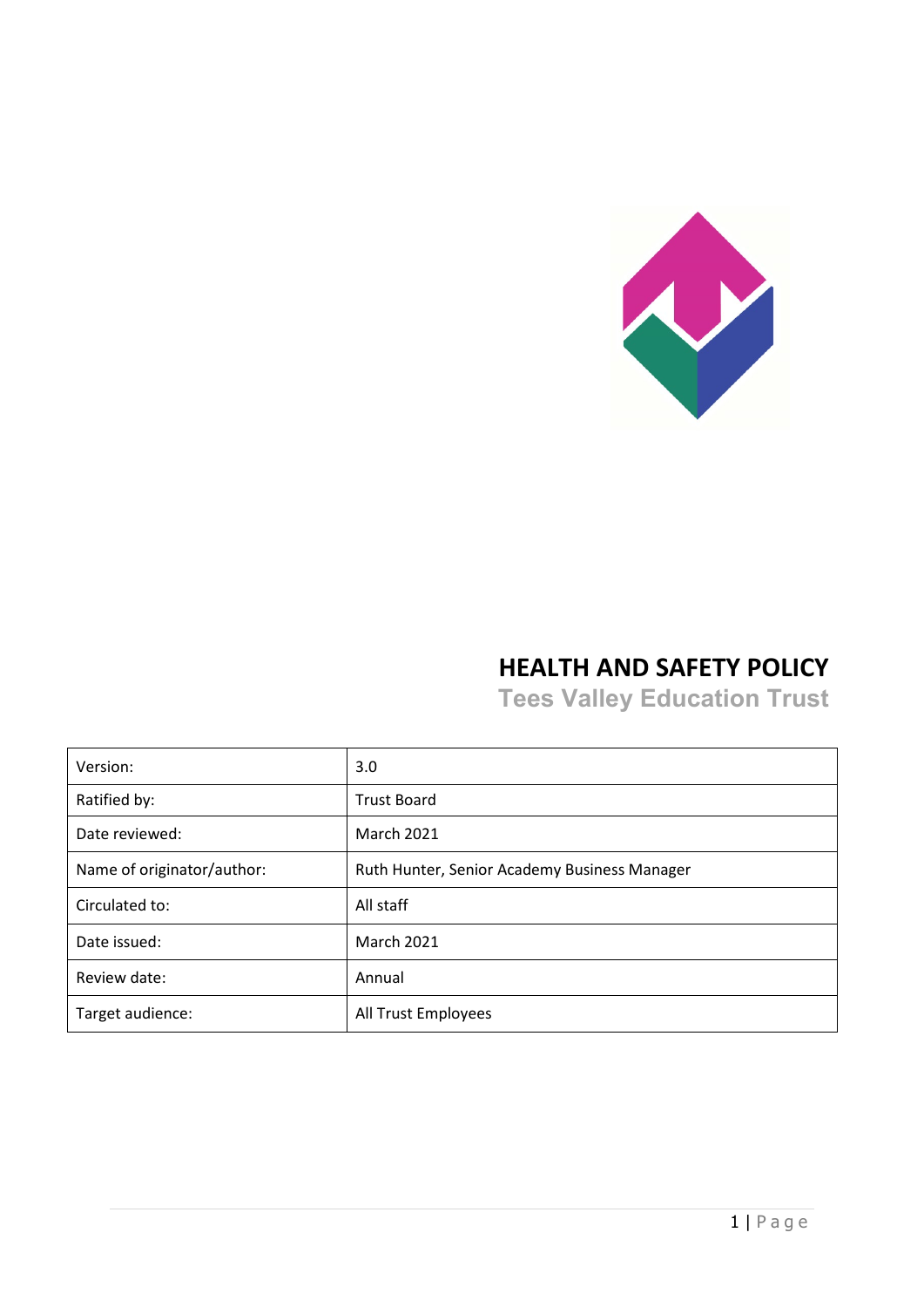# HEALTH AND SAFETY POLICY

## Tees Valley Education Trust

| Version: | 3.0 |
|---|---|
| Ratified by: | Trust Board |
| Date reviewed: | March 2021 |
| Name of originator/author: | Ruth Hunter, Senior Academy Business Manager |
| Circulated to: | All staff |
| Date issued: | March 2021 |
| Review date: | Annual |
| Target audience: | All Trust Employees |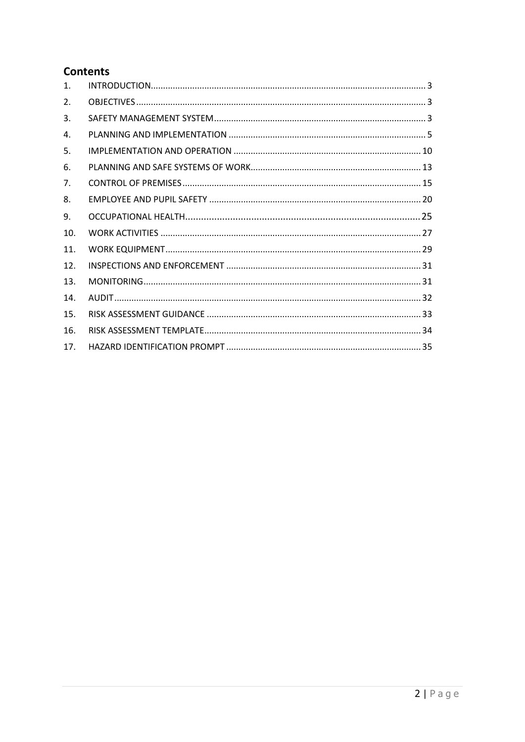## Contents

1. INTRODUCTION ........ 3
2. OBJECTIVES ........ 3
3. SAFETY MANAGEMENT SYSTEM ........ 3
4. PLANNING AND IMPLEMENTATION ........ 5
5. IMPLEMENTATION AND OPERATION ........ 10
6. PLANNING AND SAFE SYSTEMS OF WORK ........ 13
7. CONTROL OF PREMISES ........ 15
8. EMPLOYEE AND PUPIL SAFETY ........ 20
9. OCCUPATIONAL HEALTH ........ 25
10. WORK ACTIVITIES ........ 27
11. WORK EQUIPMENT ........ 29
12. INSPECTIONS AND ENFORCEMENT ........ 31
13. MONITORING ........ 31
14. AUDIT ........ 32
15. RISK ASSESSMENT GUIDANCE ........ 33
16. RISK ASSESSMENT TEMPLATE ........ 34
17. HAZARD IDENTIFICATION PROMPT ........ 35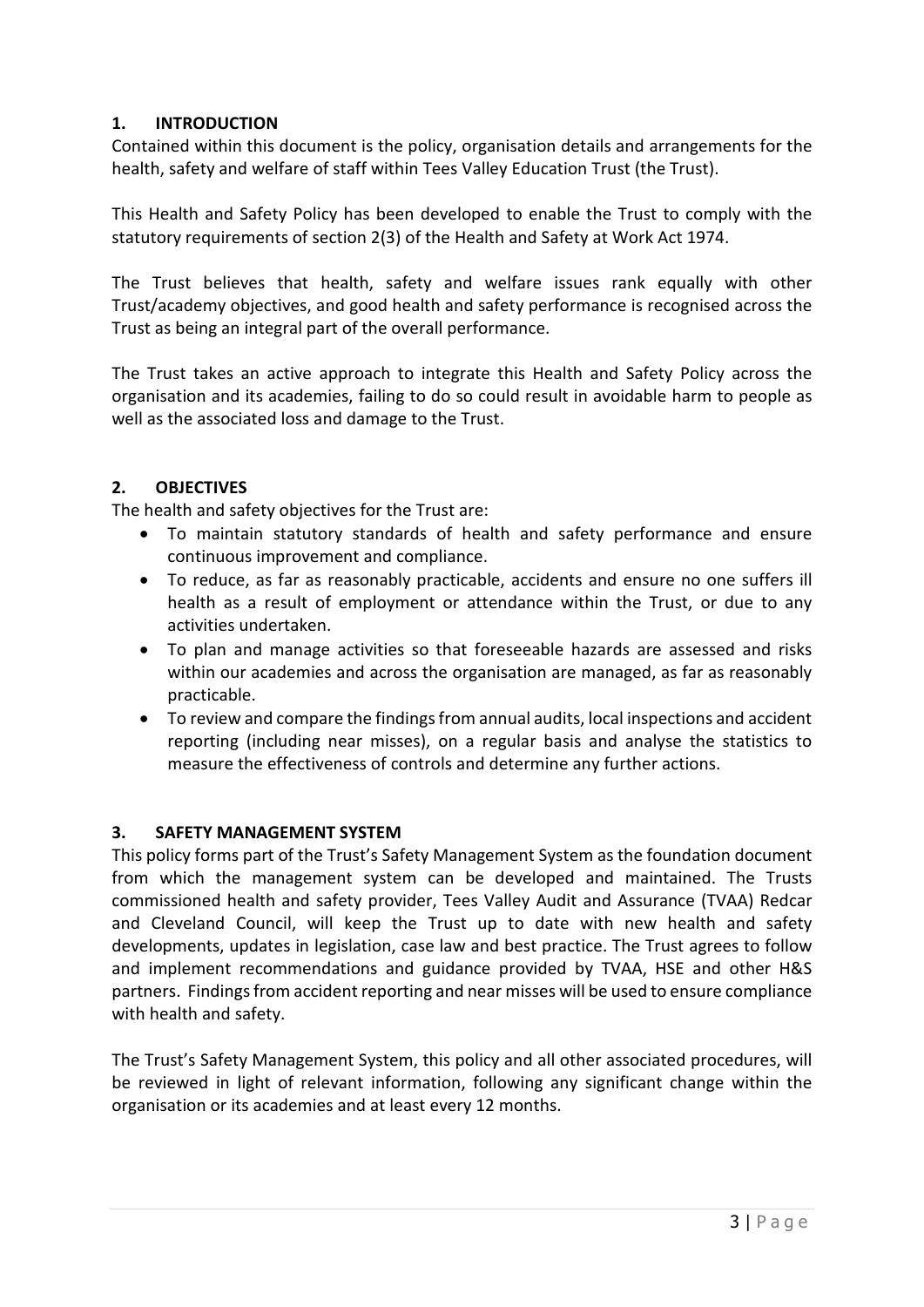## 1. INTRODUCTION

Contained within this document is the policy, organisation details and arrangements for the health, safety and welfare of staff within Tees Valley Education Trust (the Trust).

This Health and Safety Policy has been developed to enable the Trust to comply with the statutory requirements of section 2(3) of the Health and Safety at Work Act 1974.

The Trust believes that health, safety and welfare issues rank equally with other Trust/academy objectives, and good health and safety performance is recognised across the Trust as being an integral part of the overall performance.

The Trust takes an active approach to integrate this Health and Safety Policy across the organisation and its academies, failing to do so could result in avoidable harm to people as well as the associated loss and damage to the Trust.

## 2. OBJECTIVES

The health and safety objectives for the Trust are:

- To maintain statutory standards of health and safety performance and ensure continuous improvement and compliance.
- To reduce, as far as reasonably practicable, accidents and ensure no one suffers ill health as a result of employment or attendance within the Trust, or due to any activities undertaken.
- To plan and manage activities so that foreseeable hazards are assessed and risks within our academies and across the organisation are managed, as far as reasonably practicable.
- To review and compare the findings from annual audits, local inspections and accident reporting (including near misses), on a regular basis and analyse the statistics to measure the effectiveness of controls and determine any further actions.

## 3. SAFETY MANAGEMENT SYSTEM

This policy forms part of the Trust's Safety Management System as the foundation document from which the management system can be developed and maintained. The Trusts commissioned health and safety provider, Tees Valley Audit and Assurance (TVAA) Redcar and Cleveland Council, will keep the Trust up to date with new health and safety developments, updates in legislation, case law and best practice. The Trust agrees to follow and implement recommendations and guidance provided by TVAA, HSE and other H&S partners. Findings from accident reporting and near misses will be used to ensure compliance with health and safety.

The Trust's Safety Management System, this policy and all other associated procedures, will be reviewed in light of relevant information, following any significant change within the organisation or its academies and at least every 12 months.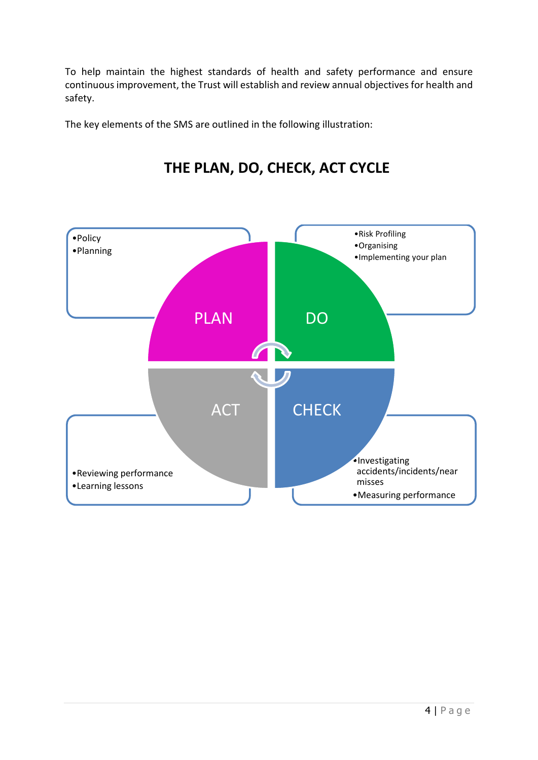To help maintain the highest standards of health and safety performance and ensure continuous improvement, the Trust will establish and review annual objectives for health and safety.

The key elements of the SMS are outlined in the following illustration:

## THE PLAN, DO, CHECK, ACT CYCLE

**PLAN**

- Policy
- Planning

**DO**

- Risk Profiling
- Organising
- Implementing your plan

**CHECK**

- Investigating accidents/incidents/near misses
- Measuring performance

**ACT**

- Reviewing performance
- Learning lessons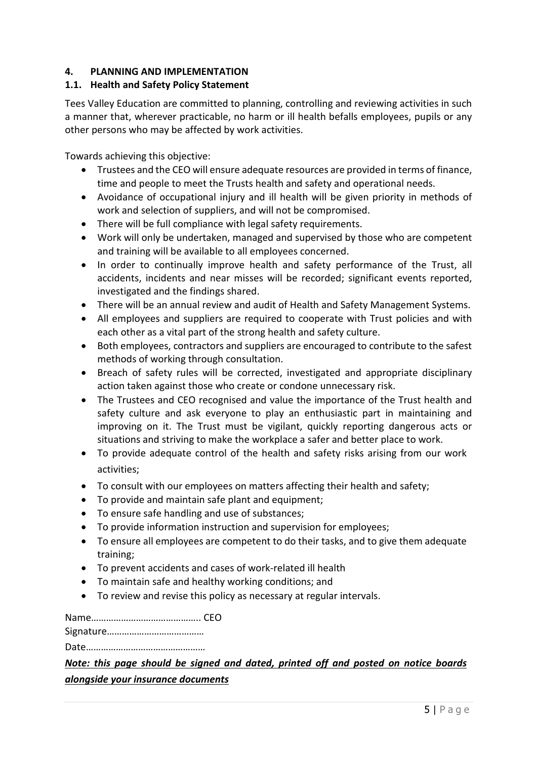## 4. PLANNING AND IMPLEMENTATION

### 1.1. Health and Safety Policy Statement

Tees Valley Education are committed to planning, controlling and reviewing activities in such a manner that, wherever practicable, no harm or ill health befalls employees, pupils or any other persons who may be affected by work activities.

Towards achieving this objective:

- Trustees and the CEO will ensure adequate resources are provided in terms of finance, time and people to meet the Trusts health and safety and operational needs.
- Avoidance of occupational injury and ill health will be given priority in methods of work and selection of suppliers, and will not be compromised.
- There will be full compliance with legal safety requirements.
- Work will only be undertaken, managed and supervised by those who are competent and training will be available to all employees concerned.
- In order to continually improve health and safety performance of the Trust, all accidents, incidents and near misses will be recorded; significant events reported, investigated and the findings shared.
- There will be an annual review and audit of Health and Safety Management Systems.
- All employees and suppliers are required to cooperate with Trust policies and with each other as a vital part of the strong health and safety culture.
- Both employees, contractors and suppliers are encouraged to contribute to the safest methods of working through consultation.
- Breach of safety rules will be corrected, investigated and appropriate disciplinary action taken against those who create or condone unnecessary risk.
- The Trustees and CEO recognised and value the importance of the Trust health and safety culture and ask everyone to play an enthusiastic part in maintaining and improving on it. The Trust must be vigilant, quickly reporting dangerous acts or situations and striving to make the workplace a safer and better place to work.
- To provide adequate control of the health and safety risks arising from our work activities;
- To consult with our employees on matters affecting their health and safety;
- To provide and maintain safe plant and equipment;
- To ensure safe handling and use of substances;
- To provide information instruction and supervision for employees;
- To ensure all employees are competent to do their tasks, and to give them adequate training;
- To prevent accidents and cases of work-related ill health
- To maintain safe and healthy working conditions; and
- To review and revise this policy as necessary at regular intervals.

Name…………………………………….. CEO

Signature…………………………………

Date………………………………………

***<u>Note: this page should be signed and dated, printed off and posted on notice boards alongside your insurance documents</u>***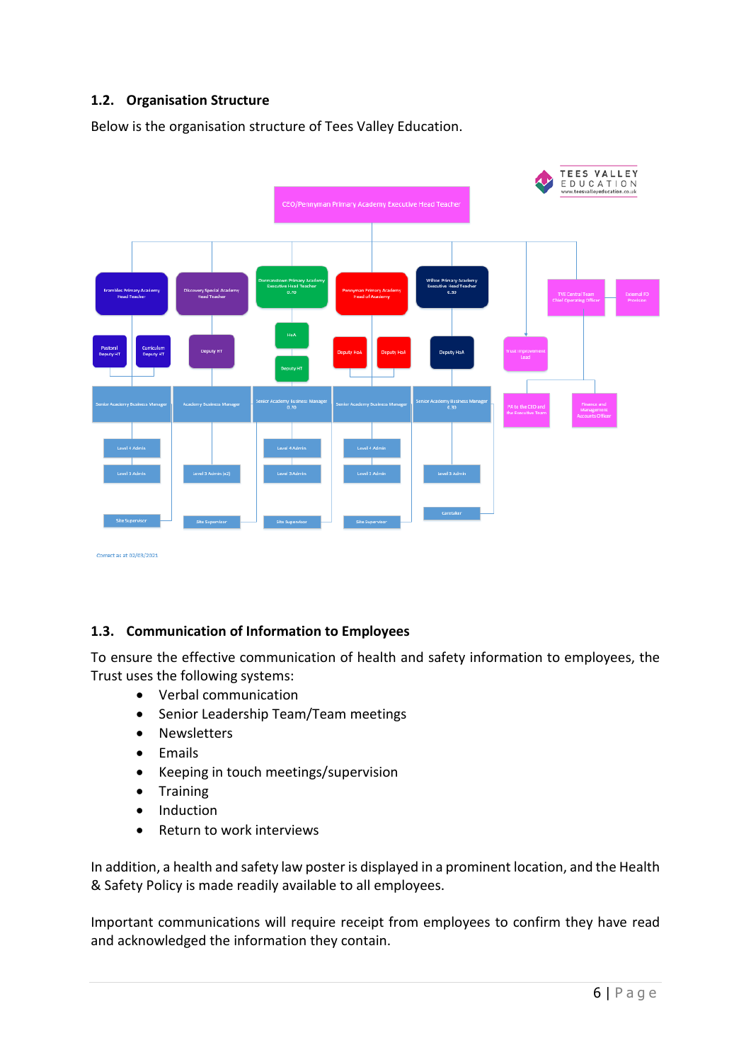## 1.2. Organisation Structure

Below is the organisation structure of Tees Valley Education.

Correct as at 02/03/2021

## 1.3. Communication of Information to Employees

To ensure the effective communication of health and safety information to employees, the Trust uses the following systems:

- Verbal communication
- Senior Leadership Team/Team meetings
- Newsletters
- Emails
- Keeping in touch meetings/supervision
- Training
- Induction
- Return to work interviews

In addition, a health and safety law poster is displayed in a prominent location, and the Health & Safety Policy is made readily available to all employees.

Important communications will require receipt from employees to confirm they have read and acknowledged the information they contain.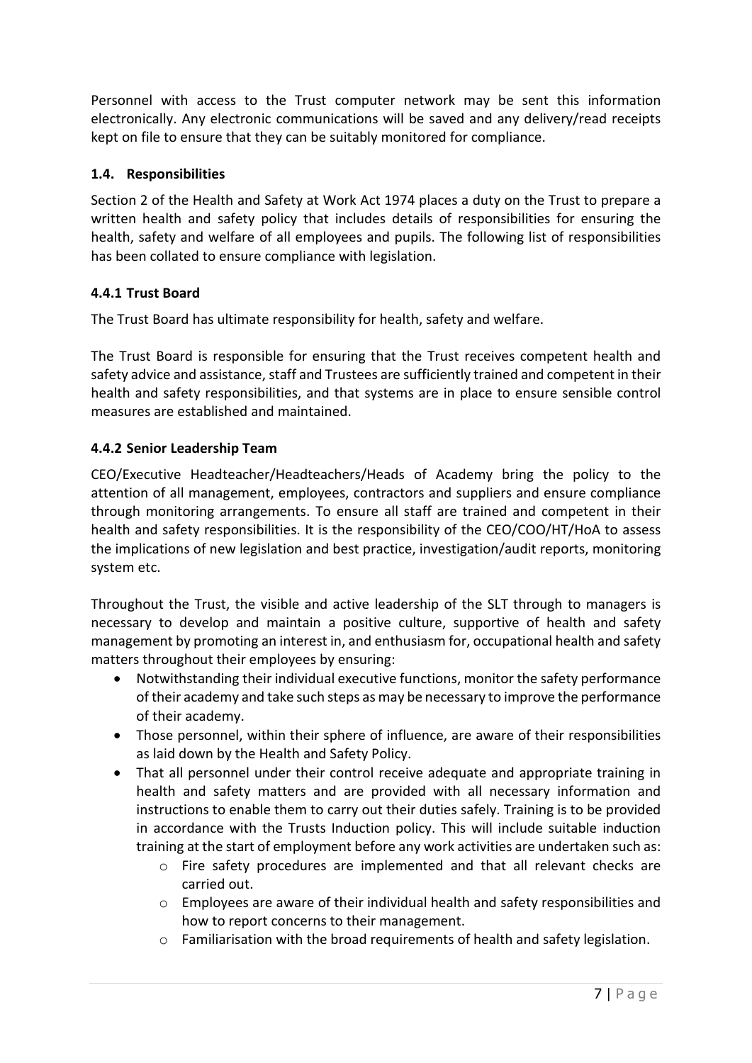Personnel with access to the Trust computer network may be sent this information electronically. Any electronic communications will be saved and any delivery/read receipts kept on file to ensure that they can be suitably monitored for compliance.

### 1.4. Responsibilities

Section 2 of the Health and Safety at Work Act 1974 places a duty on the Trust to prepare a written health and safety policy that includes details of responsibilities for ensuring the health, safety and welfare of all employees and pupils. The following list of responsibilities has been collated to ensure compliance with legislation.

#### 4.4.1 Trust Board

The Trust Board has ultimate responsibility for health, safety and welfare.

The Trust Board is responsible for ensuring that the Trust receives competent health and safety advice and assistance, staff and Trustees are sufficiently trained and competent in their health and safety responsibilities, and that systems are in place to ensure sensible control measures are established and maintained.

#### 4.4.2 Senior Leadership Team

CEO/Executive Headteacher/Headteachers/Heads of Academy bring the policy to the attention of all management, employees, contractors and suppliers and ensure compliance through monitoring arrangements. To ensure all staff are trained and competent in their health and safety responsibilities. It is the responsibility of the CEO/COO/HT/HoA to assess the implications of new legislation and best practice, investigation/audit reports, monitoring system etc.

Throughout the Trust, the visible and active leadership of the SLT through to managers is necessary to develop and maintain a positive culture, supportive of health and safety management by promoting an interest in, and enthusiasm for, occupational health and safety matters throughout their employees by ensuring:

- Notwithstanding their individual executive functions, monitor the safety performance of their academy and take such steps as may be necessary to improve the performance of their academy.
- Those personnel, within their sphere of influence, are aware of their responsibilities as laid down by the Health and Safety Policy.
- That all personnel under their control receive adequate and appropriate training in health and safety matters and are provided with all necessary information and instructions to enable them to carry out their duties safely. Training is to be provided in accordance with the Trusts Induction policy. This will include suitable induction training at the start of employment before any work activities are undertaken such as:
    - Fire safety procedures are implemented and that all relevant checks are carried out.
    - Employees are aware of their individual health and safety responsibilities and how to report concerns to their management.
    - Familiarisation with the broad requirements of health and safety legislation.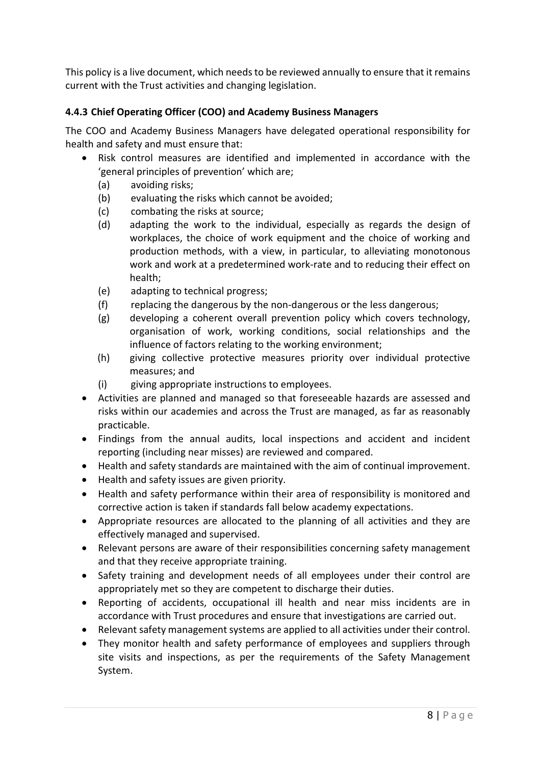This policy is a live document, which needs to be reviewed annually to ensure that it remains current with the Trust activities and changing legislation.

#### 4.4.3 Chief Operating Officer (COO) and Academy Business Managers

The COO and Academy Business Managers have delegated operational responsibility for health and safety and must ensure that:

- Risk control measures are identified and implemented in accordance with the 'general principles of prevention' which are;
  - (a) avoiding risks;
  - (b) evaluating the risks which cannot be avoided;
  - (c) combating the risks at source;
  - (d) adapting the work to the individual, especially as regards the design of workplaces, the choice of work equipment and the choice of working and production methods, with a view, in particular, to alleviating monotonous work and work at a predetermined work-rate and to reducing their effect on health;
  - (e) adapting to technical progress;
  - (f) replacing the dangerous by the non-dangerous or the less dangerous;
  - (g) developing a coherent overall prevention policy which covers technology, organisation of work, working conditions, social relationships and the influence of factors relating to the working environment;
  - (h) giving collective protective measures priority over individual protective measures; and
  - (i) giving appropriate instructions to employees.
- Activities are planned and managed so that foreseeable hazards are assessed and risks within our academies and across the Trust are managed, as far as reasonably practicable.
- Findings from the annual audits, local inspections and accident and incident reporting (including near misses) are reviewed and compared.
- Health and safety standards are maintained with the aim of continual improvement.
- Health and safety issues are given priority.
- Health and safety performance within their area of responsibility is monitored and corrective action is taken if standards fall below academy expectations.
- Appropriate resources are allocated to the planning of all activities and they are effectively managed and supervised.
- Relevant persons are aware of their responsibilities concerning safety management and that they receive appropriate training.
- Safety training and development needs of all employees under their control are appropriately met so they are competent to discharge their duties.
- Reporting of accidents, occupational ill health and near miss incidents are in accordance with Trust procedures and ensure that investigations are carried out.
- Relevant safety management systems are applied to all activities under their control.
- They monitor health and safety performance of employees and suppliers through site visits and inspections, as per the requirements of the Safety Management System.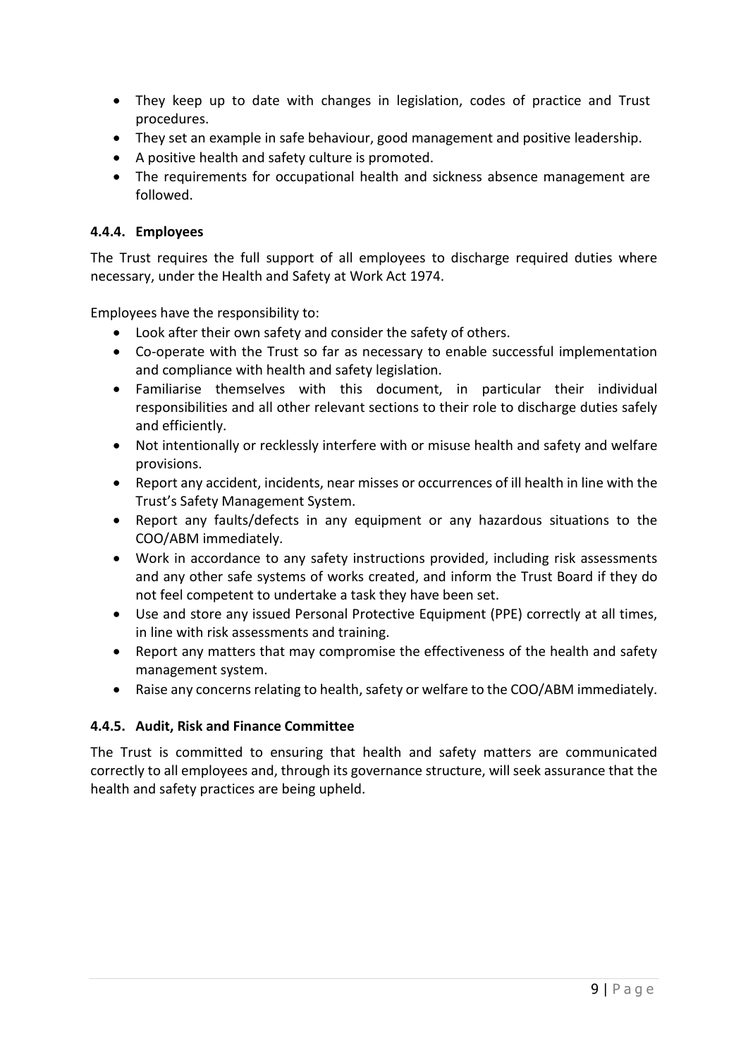- They keep up to date with changes in legislation, codes of practice and Trust procedures.
- They set an example in safe behaviour, good management and positive leadership.
- A positive health and safety culture is promoted.
- The requirements for occupational health and sickness absence management are followed.

#### 4.4.4. Employees

The Trust requires the full support of all employees to discharge required duties where necessary, under the Health and Safety at Work Act 1974.

Employees have the responsibility to:

- Look after their own safety and consider the safety of others.
- Co-operate with the Trust so far as necessary to enable successful implementation and compliance with health and safety legislation.
- Familiarise themselves with this document, in particular their individual responsibilities and all other relevant sections to their role to discharge duties safely and efficiently.
- Not intentionally or recklessly interfere with or misuse health and safety and welfare provisions.
- Report any accident, incidents, near misses or occurrences of ill health in line with the Trust's Safety Management System.
- Report any faults/defects in any equipment or any hazardous situations to the COO/ABM immediately.
- Work in accordance to any safety instructions provided, including risk assessments and any other safe systems of works created, and inform the Trust Board if they do not feel competent to undertake a task they have been set.
- Use and store any issued Personal Protective Equipment (PPE) correctly at all times, in line with risk assessments and training.
- Report any matters that may compromise the effectiveness of the health and safety management system.
- Raise any concerns relating to health, safety or welfare to the COO/ABM immediately.

#### 4.4.5. Audit, Risk and Finance Committee

The Trust is committed to ensuring that health and safety matters are communicated correctly to all employees and, through its governance structure, will seek assurance that the health and safety practices are being upheld.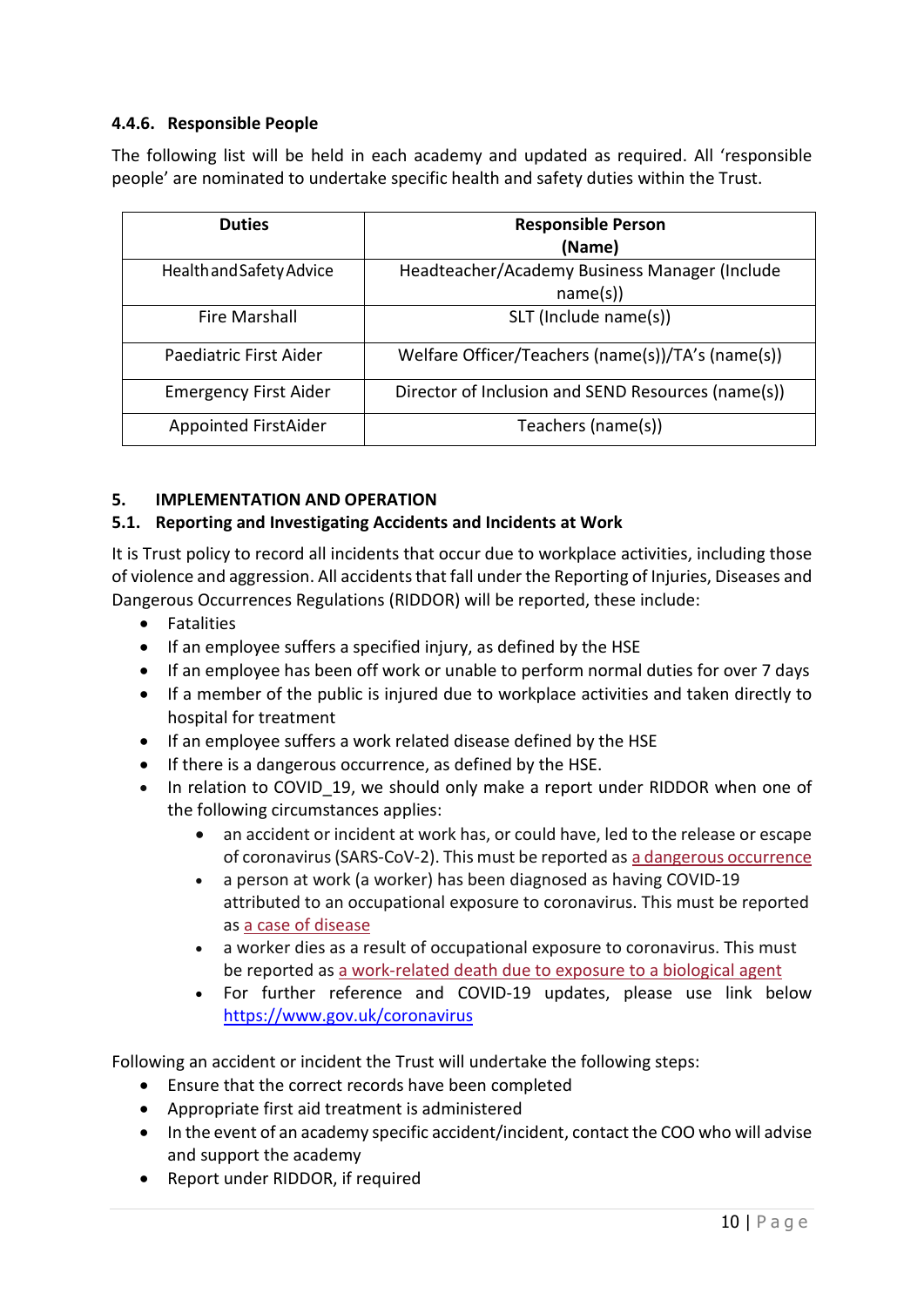#### 4.4.6. Responsible People

The following list will be held in each academy and updated as required. All 'responsible people' are nominated to undertake specific health and safety duties within the Trust.

| Duties | Responsible Person (Name) |
|---|---|
| Health and Safety Advice | Headteacher/Academy Business Manager (Include name(s)) |
| Fire Marshall | SLT (Include name(s)) |
| Paediatric First Aider | Welfare Officer/Teachers (name(s))/TA's (name(s)) |
| Emergency First Aider | Director of Inclusion and SEND Resources (name(s)) |
| Appointed FirstAider | Teachers (name(s)) |

## 5. IMPLEMENTATION AND OPERATION

### 5.1. Reporting and Investigating Accidents and Incidents at Work

It is Trust policy to record all incidents that occur due to workplace activities, including those of violence and aggression. All accidents that fall under the Reporting of Injuries, Diseases and Dangerous Occurrences Regulations (RIDDOR) will be reported, these include:

- Fatalities
- If an employee suffers a specified injury, as defined by the HSE
- If an employee has been off work or unable to perform normal duties for over 7 days
- If a member of the public is injured due to workplace activities and taken directly to hospital for treatment
- If an employee suffers a work related disease defined by the HSE
- If there is a dangerous occurrence, as defined by the HSE.
- In relation to COVID_19, we should only make a report under RIDDOR when one of the following circumstances applies:
    - an accident or incident at work has, or could have, led to the release or escape of coronavirus (SARS-CoV-2). This must be reported as a dangerous occurrence
    - a person at work (a worker) has been diagnosed as having COVID-19 attributed to an occupational exposure to coronavirus. This must be reported as a case of disease
    - a worker dies as a result of occupational exposure to coronavirus. This must be reported as a work-related death due to exposure to a biological agent
    - For further reference and COVID-19 updates, please use link below https://www.gov.uk/coronavirus

Following an accident or incident the Trust will undertake the following steps:

- Ensure that the correct records have been completed
- Appropriate first aid treatment is administered
- In the event of an academy specific accident/incident, contact the COO who will advise and support the academy
- Report under RIDDOR, if required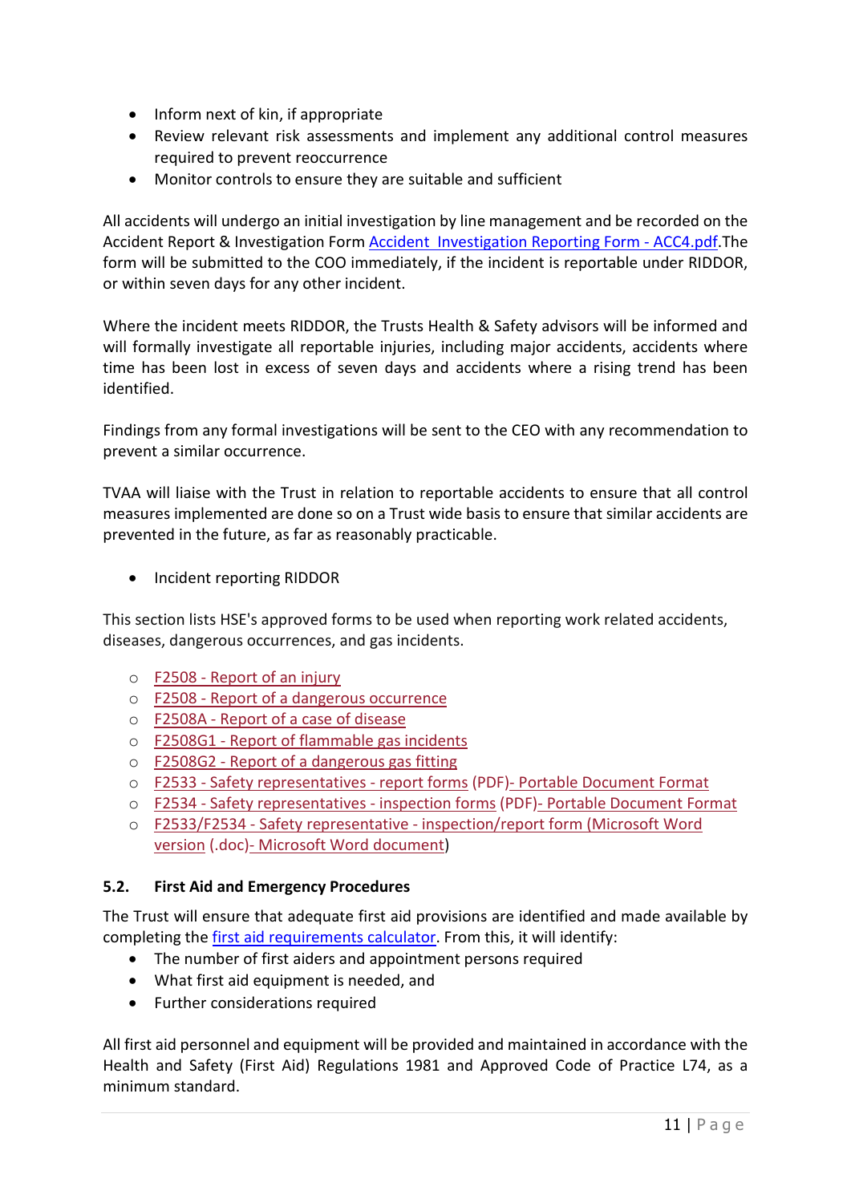- Inform next of kin, if appropriate
- Review relevant risk assessments and implement any additional control measures required to prevent reoccurrence
- Monitor controls to ensure they are suitable and sufficient

All accidents will undergo an initial investigation by line management and be recorded on the Accident Report & Investigation Form Accident Investigation Reporting Form - ACC4.pdf.The form will be submitted to the COO immediately, if the incident is reportable under RIDDOR, or within seven days for any other incident.

Where the incident meets RIDDOR, the Trusts Health & Safety advisors will be informed and will formally investigate all reportable injuries, including major accidents, accidents where time has been lost in excess of seven days and accidents where a rising trend has been identified.

Findings from any formal investigations will be sent to the CEO with any recommendation to prevent a similar occurrence.

TVAA will liaise with the Trust in relation to reportable accidents to ensure that all control measures implemented are done so on a Trust wide basis to ensure that similar accidents are prevented in the future, as far as reasonably practicable.

- Incident reporting RIDDOR

This section lists HSE's approved forms to be used when reporting work related accidents, diseases, dangerous occurrences, and gas incidents.

- F2508 - Report of an injury
- F2508 - Report of a dangerous occurrence
- F2508A - Report of a case of disease
- F2508G1 - Report of flammable gas incidents
- F2508G2 - Report of a dangerous gas fitting
- F2533 - Safety representatives - report forms (PDF)- Portable Document Format
- F2534 - Safety representatives - inspection forms (PDF)- Portable Document Format
- F2533/F2534 - Safety representative - inspection/report form (Microsoft Word version (.doc)- Microsoft Word document)

### 5.2. First Aid and Emergency Procedures

The Trust will ensure that adequate first aid provisions are identified and made available by completing the first aid requirements calculator. From this, it will identify:

- The number of first aiders and appointment persons required
- What first aid equipment is needed, and
- Further considerations required

All first aid personnel and equipment will be provided and maintained in accordance with the Health and Safety (First Aid) Regulations 1981 and Approved Code of Practice L74, as a minimum standard.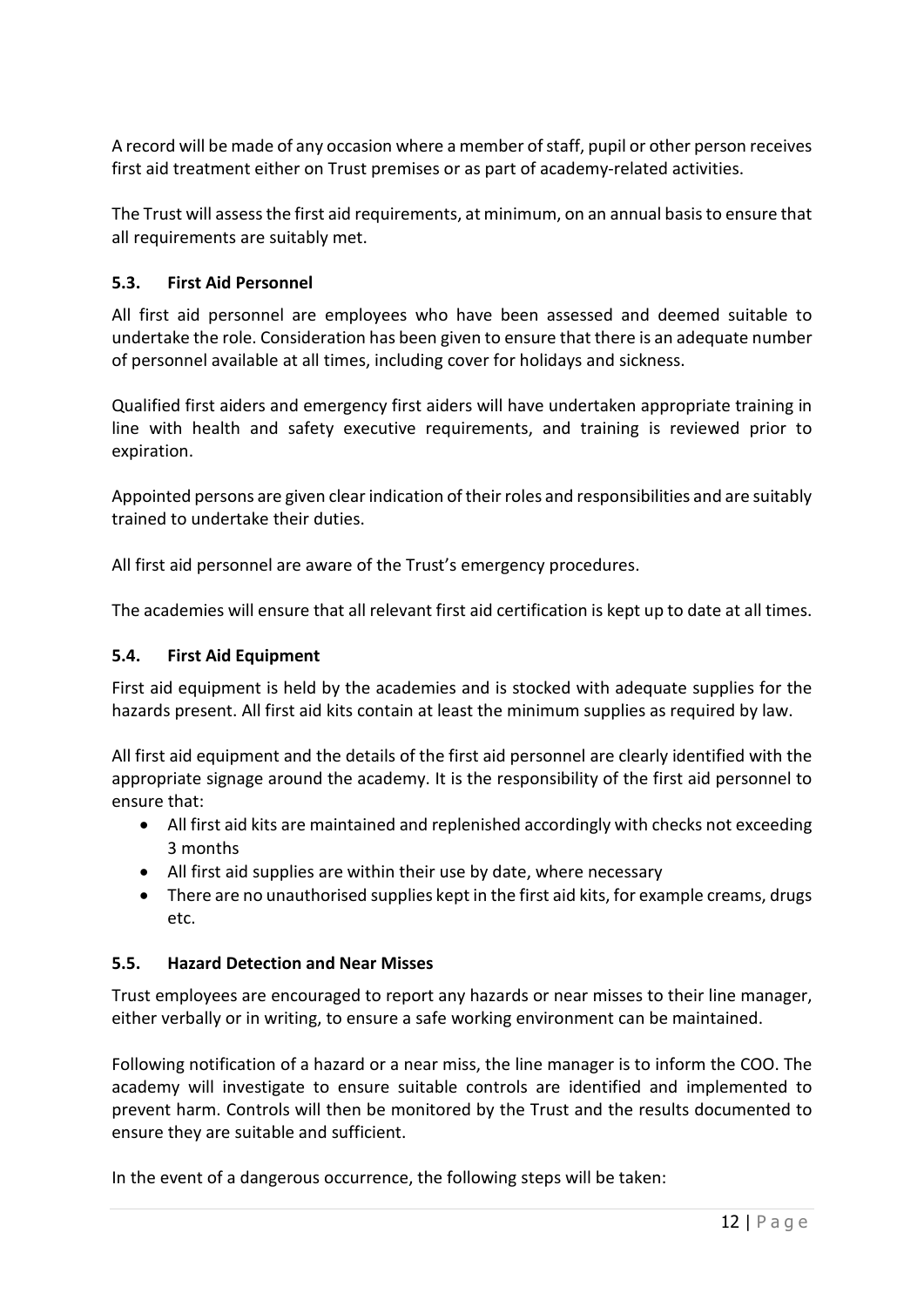A record will be made of any occasion where a member of staff, pupil or other person receives first aid treatment either on Trust premises or as part of academy-related activities.

The Trust will assess the first aid requirements, at minimum, on an annual basis to ensure that all requirements are suitably met.

### 5.3. First Aid Personnel

All first aid personnel are employees who have been assessed and deemed suitable to undertake the role. Consideration has been given to ensure that there is an adequate number of personnel available at all times, including cover for holidays and sickness.

Qualified first aiders and emergency first aiders will have undertaken appropriate training in line with health and safety executive requirements, and training is reviewed prior to expiration.

Appointed persons are given clear indication of their roles and responsibilities and are suitably trained to undertake their duties.

All first aid personnel are aware of the Trust's emergency procedures.

The academies will ensure that all relevant first aid certification is kept up to date at all times.

### 5.4. First Aid Equipment

First aid equipment is held by the academies and is stocked with adequate supplies for the hazards present. All first aid kits contain at least the minimum supplies as required by law.

All first aid equipment and the details of the first aid personnel are clearly identified with the appropriate signage around the academy. It is the responsibility of the first aid personnel to ensure that:

- All first aid kits are maintained and replenished accordingly with checks not exceeding 3 months
- All first aid supplies are within their use by date, where necessary
- There are no unauthorised supplies kept in the first aid kits, for example creams, drugs etc.

### 5.5. Hazard Detection and Near Misses

Trust employees are encouraged to report any hazards or near misses to their line manager, either verbally or in writing, to ensure a safe working environment can be maintained.

Following notification of a hazard or a near miss, the line manager is to inform the COO. The academy will investigate to ensure suitable controls are identified and implemented to prevent harm. Controls will then be monitored by the Trust and the results documented to ensure they are suitable and sufficient.

In the event of a dangerous occurrence, the following steps will be taken: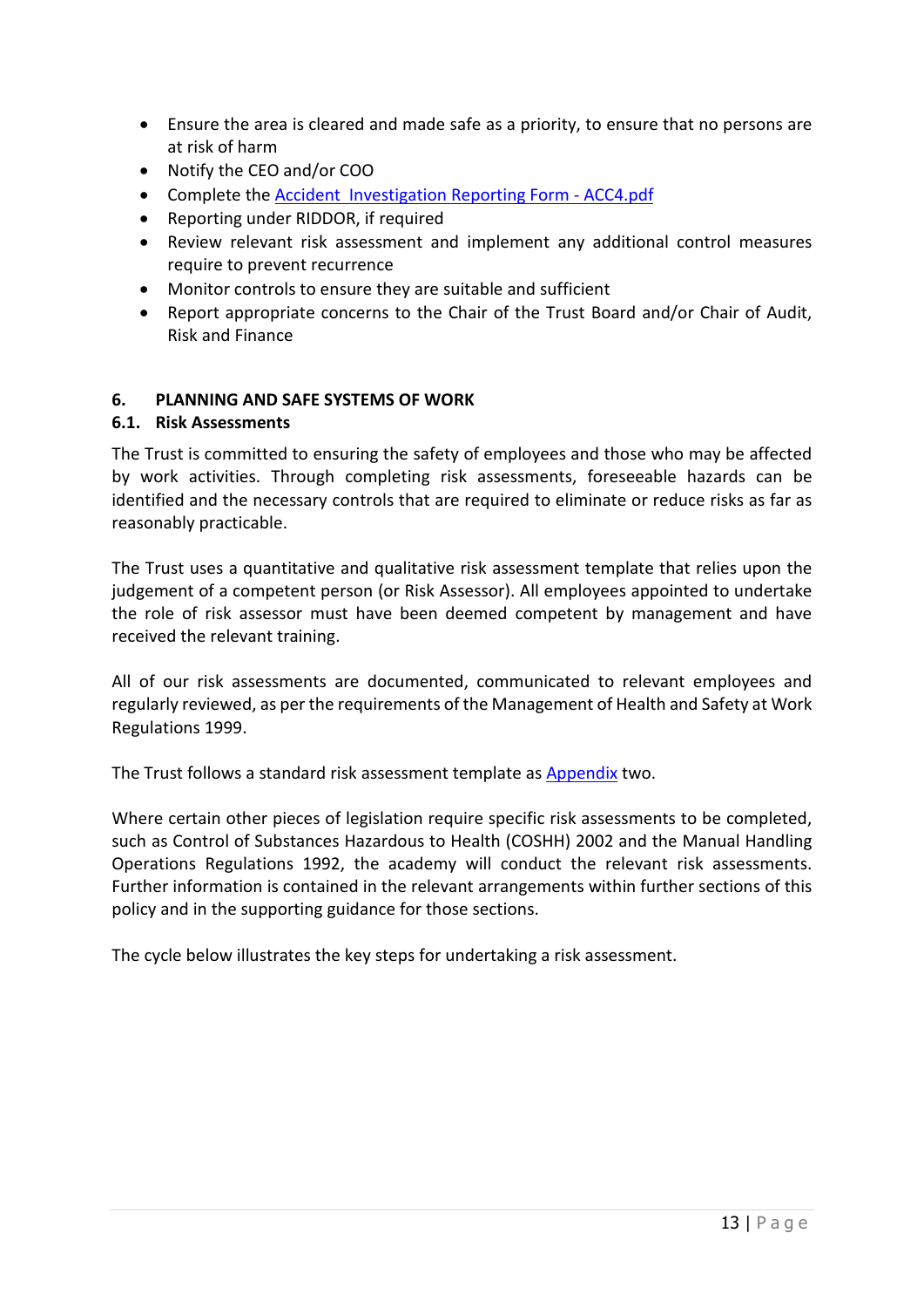- Ensure the area is cleared and made safe as a priority, to ensure that no persons are at risk of harm
- Notify the CEO and/or COO
- Complete the [Accident Investigation Reporting Form - ACC4.pdf]
- Reporting under RIDDOR, if required
- Review relevant risk assessment and implement any additional control measures require to prevent recurrence
- Monitor controls to ensure they are suitable and sufficient
- Report appropriate concerns to the Chair of the Trust Board and/or Chair of Audit, Risk and Finance

## 6. PLANNING AND SAFE SYSTEMS OF WORK

### 6.1. Risk Assessments

The Trust is committed to ensuring the safety of employees and those who may be affected by work activities. Through completing risk assessments, foreseeable hazards can be identified and the necessary controls that are required to eliminate or reduce risks as far as reasonably practicable.

The Trust uses a quantitative and qualitative risk assessment template that relies upon the judgement of a competent person (or Risk Assessor). All employees appointed to undertake the role of risk assessor must have been deemed competent by management and have received the relevant training.

All of our risk assessments are documented, communicated to relevant employees and regularly reviewed, as per the requirements of the Management of Health and Safety at Work Regulations 1999.

The Trust follows a standard risk assessment template as [Appendix] two.

Where certain other pieces of legislation require specific risk assessments to be completed, such as Control of Substances Hazardous to Health (COSHH) 2002 and the Manual Handling Operations Regulations 1992, the academy will conduct the relevant risk assessments. Further information is contained in the relevant arrangements within further sections of this policy and in the supporting guidance for those sections.

The cycle below illustrates the key steps for undertaking a risk assessment.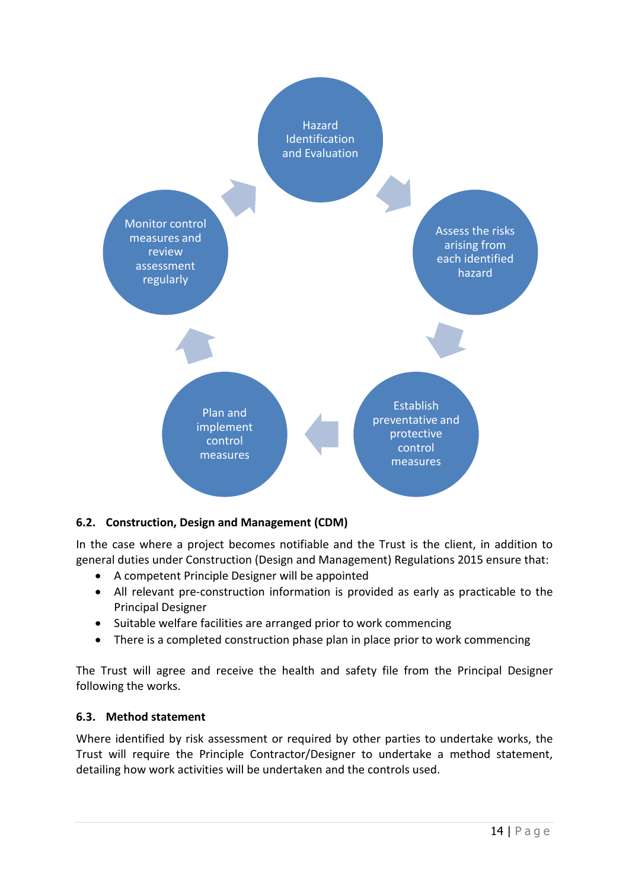Hazard Identification and Evaluation

Assess the risks arising from each identified hazard

Establish preventative and protective control measures

Plan and implement control measures

Monitor control measures and review assessment regularly

### 6.2. Construction, Design and Management (CDM)

In the case where a project becomes notifiable and the Trust is the client, in addition to general duties under Construction (Design and Management) Regulations 2015 ensure that:

- A competent Principle Designer will be appointed
- All relevant pre-construction information is provided as early as practicable to the Principal Designer
- Suitable welfare facilities are arranged prior to work commencing
- There is a completed construction phase plan in place prior to work commencing

The Trust will agree and receive the health and safety file from the Principal Designer following the works.

### 6.3. Method statement

Where identified by risk assessment or required by other parties to undertake works, the Trust will require the Principle Contractor/Designer to undertake a method statement, detailing how work activities will be undertaken and the controls used.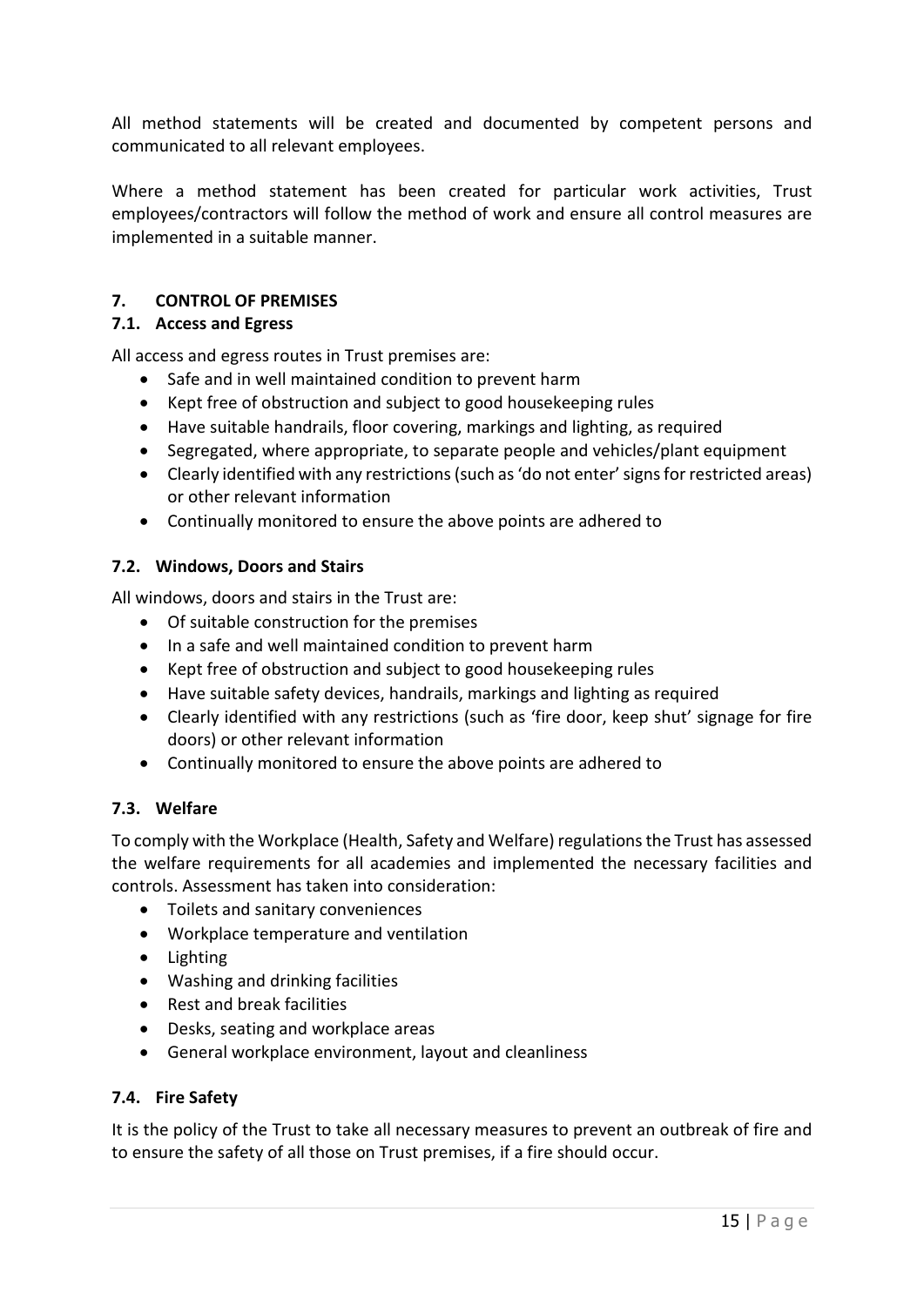All method statements will be created and documented by competent persons and communicated to all relevant employees.

Where a method statement has been created for particular work activities, Trust employees/contractors will follow the method of work and ensure all control measures are implemented in a suitable manner.

## 7. CONTROL OF PREMISES

### 7.1. Access and Egress

All access and egress routes in Trust premises are:

- Safe and in well maintained condition to prevent harm
- Kept free of obstruction and subject to good housekeeping rules
- Have suitable handrails, floor covering, markings and lighting, as required
- Segregated, where appropriate, to separate people and vehicles/plant equipment
- Clearly identified with any restrictions (such as 'do not enter' signs for restricted areas) or other relevant information
- Continually monitored to ensure the above points are adhered to

### 7.2. Windows, Doors and Stairs

All windows, doors and stairs in the Trust are:

- Of suitable construction for the premises
- In a safe and well maintained condition to prevent harm
- Kept free of obstruction and subject to good housekeeping rules
- Have suitable safety devices, handrails, markings and lighting as required
- Clearly identified with any restrictions (such as 'fire door, keep shut' signage for fire doors) or other relevant information
- Continually monitored to ensure the above points are adhered to

### 7.3. Welfare

To comply with the Workplace (Health, Safety and Welfare) regulations the Trust has assessed the welfare requirements for all academies and implemented the necessary facilities and controls. Assessment has taken into consideration:

- Toilets and sanitary conveniences
- Workplace temperature and ventilation
- Lighting
- Washing and drinking facilities
- Rest and break facilities
- Desks, seating and workplace areas
- General workplace environment, layout and cleanliness

### 7.4. Fire Safety

It is the policy of the Trust to take all necessary measures to prevent an outbreak of fire and to ensure the safety of all those on Trust premises, if a fire should occur.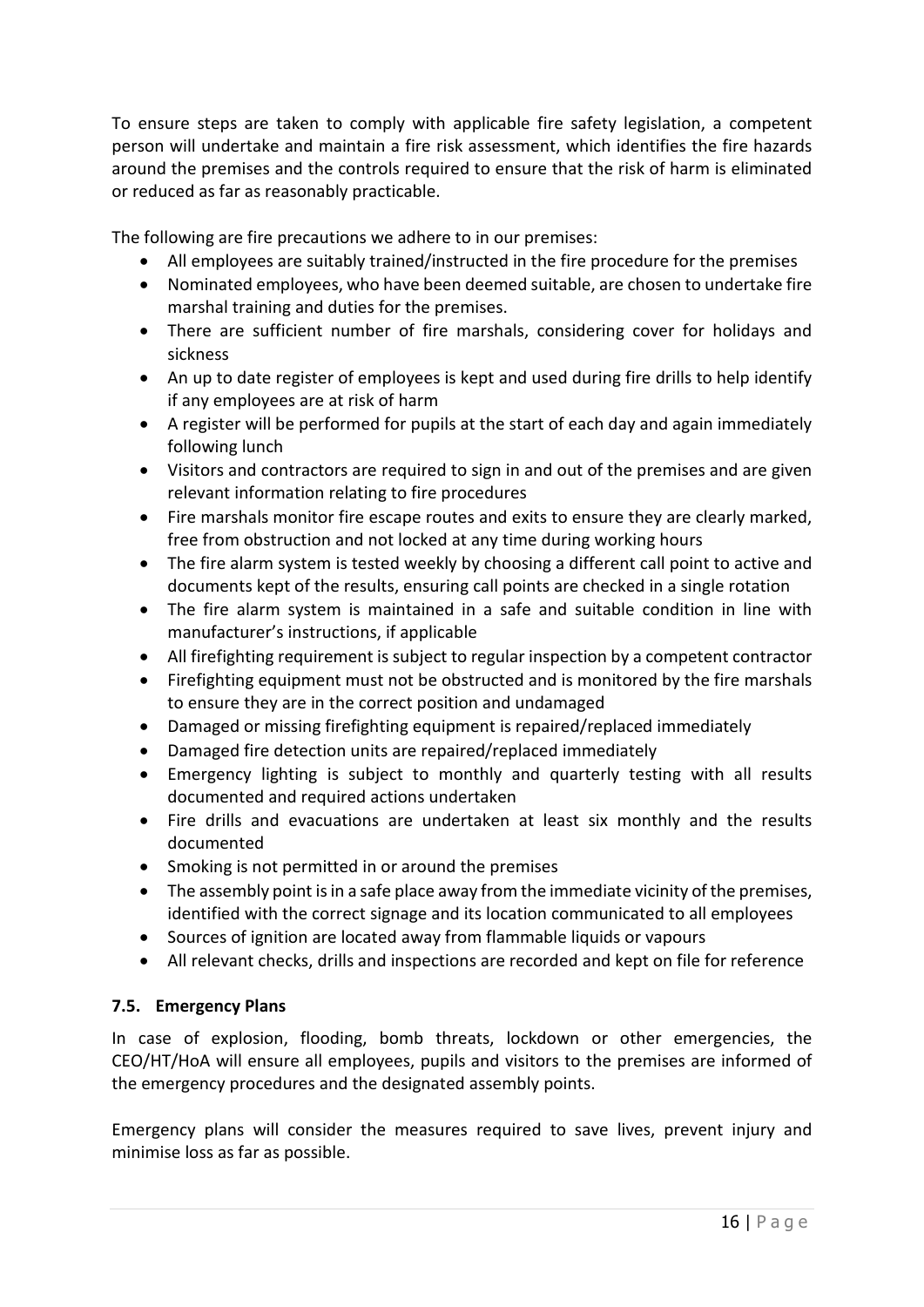To ensure steps are taken to comply with applicable fire safety legislation, a competent person will undertake and maintain a fire risk assessment, which identifies the fire hazards around the premises and the controls required to ensure that the risk of harm is eliminated or reduced as far as reasonably practicable.

The following are fire precautions we adhere to in our premises:

- All employees are suitably trained/instructed in the fire procedure for the premises
- Nominated employees, who have been deemed suitable, are chosen to undertake fire marshal training and duties for the premises.
- There are sufficient number of fire marshals, considering cover for holidays and sickness
- An up to date register of employees is kept and used during fire drills to help identify if any employees are at risk of harm
- A register will be performed for pupils at the start of each day and again immediately following lunch
- Visitors and contractors are required to sign in and out of the premises and are given relevant information relating to fire procedures
- Fire marshals monitor fire escape routes and exits to ensure they are clearly marked, free from obstruction and not locked at any time during working hours
- The fire alarm system is tested weekly by choosing a different call point to active and documents kept of the results, ensuring call points are checked in a single rotation
- The fire alarm system is maintained in a safe and suitable condition in line with manufacturer's instructions, if applicable
- All firefighting requirement is subject to regular inspection by a competent contractor
- Firefighting equipment must not be obstructed and is monitored by the fire marshals to ensure they are in the correct position and undamaged
- Damaged or missing firefighting equipment is repaired/replaced immediately
- Damaged fire detection units are repaired/replaced immediately
- Emergency lighting is subject to monthly and quarterly testing with all results documented and required actions undertaken
- Fire drills and evacuations are undertaken at least six monthly and the results documented
- Smoking is not permitted in or around the premises
- The assembly point is in a safe place away from the immediate vicinity of the premises, identified with the correct signage and its location communicated to all employees
- Sources of ignition are located away from flammable liquids or vapours
- All relevant checks, drills and inspections are recorded and kept on file for reference

### 7.5. Emergency Plans

In case of explosion, flooding, bomb threats, lockdown or other emergencies, the CEO/HT/HoA will ensure all employees, pupils and visitors to the premises are informed of the emergency procedures and the designated assembly points.

Emergency plans will consider the measures required to save lives, prevent injury and minimise loss as far as possible.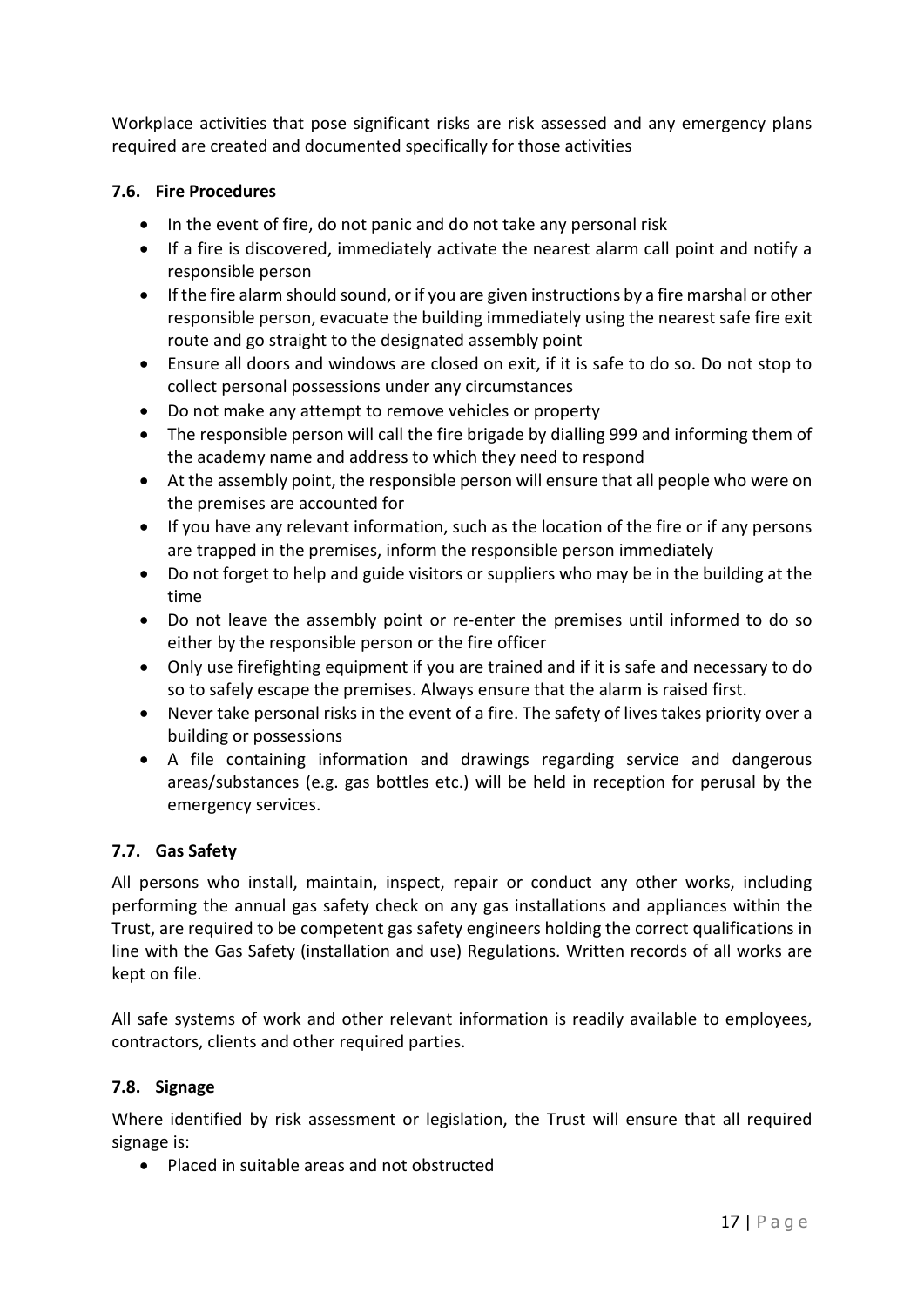Workplace activities that pose significant risks are risk assessed and any emergency plans required are created and documented specifically for those activities

### 7.6. Fire Procedures

- In the event of fire, do not panic and do not take any personal risk
- If a fire is discovered, immediately activate the nearest alarm call point and notify a responsible person
- If the fire alarm should sound, or if you are given instructions by a fire marshal or other responsible person, evacuate the building immediately using the nearest safe fire exit route and go straight to the designated assembly point
- Ensure all doors and windows are closed on exit, if it is safe to do so. Do not stop to collect personal possessions under any circumstances
- Do not make any attempt to remove vehicles or property
- The responsible person will call the fire brigade by dialling 999 and informing them of the academy name and address to which they need to respond
- At the assembly point, the responsible person will ensure that all people who were on the premises are accounted for
- If you have any relevant information, such as the location of the fire or if any persons are trapped in the premises, inform the responsible person immediately
- Do not forget to help and guide visitors or suppliers who may be in the building at the time
- Do not leave the assembly point or re-enter the premises until informed to do so either by the responsible person or the fire officer
- Only use firefighting equipment if you are trained and if it is safe and necessary to do so to safely escape the premises. Always ensure that the alarm is raised first.
- Never take personal risks in the event of a fire. The safety of lives takes priority over a building or possessions
- A file containing information and drawings regarding service and dangerous areas/substances (e.g. gas bottles etc.) will be held in reception for perusal by the emergency services.

### 7.7. Gas Safety

All persons who install, maintain, inspect, repair or conduct any other works, including performing the annual gas safety check on any gas installations and appliances within the Trust, are required to be competent gas safety engineers holding the correct qualifications in line with the Gas Safety (installation and use) Regulations. Written records of all works are kept on file.

All safe systems of work and other relevant information is readily available to employees, contractors, clients and other required parties.

### 7.8. Signage

Where identified by risk assessment or legislation, the Trust will ensure that all required signage is:

- Placed in suitable areas and not obstructed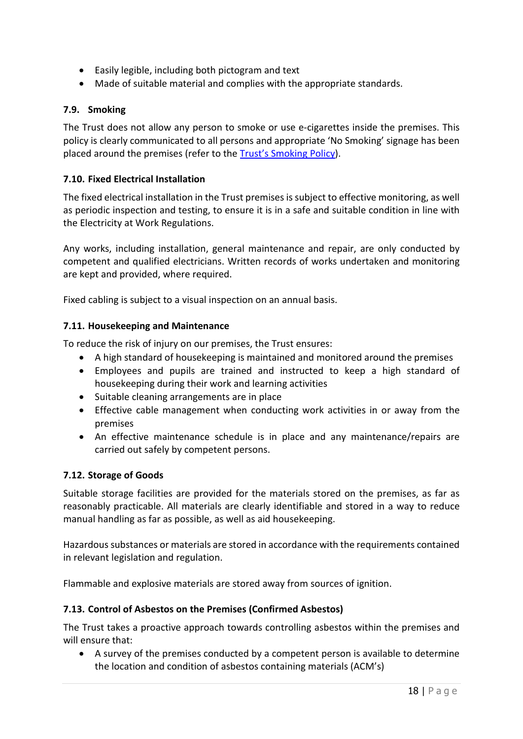- Easily legible, including both pictogram and text
- Made of suitable material and complies with the appropriate standards.

### 7.9. Smoking

The Trust does not allow any person to smoke or use e-cigarettes inside the premises. This policy is clearly communicated to all persons and appropriate 'No Smoking' signage has been placed around the premises (refer to the [Trust's Smoking Policy](#)).

### 7.10. Fixed Electrical Installation

The fixed electrical installation in the Trust premises is subject to effective monitoring, as well as periodic inspection and testing, to ensure it is in a safe and suitable condition in line with the Electricity at Work Regulations.

Any works, including installation, general maintenance and repair, are only conducted by competent and qualified electricians. Written records of works undertaken and monitoring are kept and provided, where required.

Fixed cabling is subject to a visual inspection on an annual basis.

### 7.11. Housekeeping and Maintenance

To reduce the risk of injury on our premises, the Trust ensures:

- A high standard of housekeeping is maintained and monitored around the premises
- Employees and pupils are trained and instructed to keep a high standard of housekeeping during their work and learning activities
- Suitable cleaning arrangements are in place
- Effective cable management when conducting work activities in or away from the premises
- An effective maintenance schedule is in place and any maintenance/repairs are carried out safely by competent persons.

### 7.12. Storage of Goods

Suitable storage facilities are provided for the materials stored on the premises, as far as reasonably practicable. All materials are clearly identifiable and stored in a way to reduce manual handling as far as possible, as well as aid housekeeping.

Hazardous substances or materials are stored in accordance with the requirements contained in relevant legislation and regulation.

Flammable and explosive materials are stored away from sources of ignition.

### 7.13. Control of Asbestos on the Premises (Confirmed Asbestos)

The Trust takes a proactive approach towards controlling asbestos within the premises and will ensure that:

- A survey of the premises conducted by a competent person is available to determine the location and condition of asbestos containing materials (ACM's)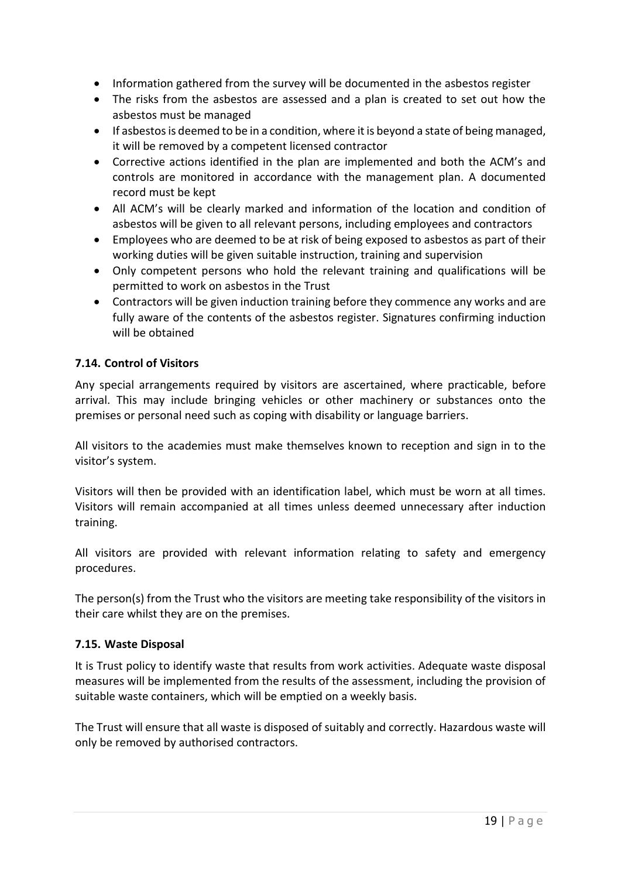- Information gathered from the survey will be documented in the asbestos register
- The risks from the asbestos are assessed and a plan is created to set out how the asbestos must be managed
- If asbestos is deemed to be in a condition, where it is beyond a state of being managed, it will be removed by a competent licensed contractor
- Corrective actions identified in the plan are implemented and both the ACM's and controls are monitored in accordance with the management plan. A documented record must be kept
- All ACM's will be clearly marked and information of the location and condition of asbestos will be given to all relevant persons, including employees and contractors
- Employees who are deemed to be at risk of being exposed to asbestos as part of their working duties will be given suitable instruction, training and supervision
- Only competent persons who hold the relevant training and qualifications will be permitted to work on asbestos in the Trust
- Contractors will be given induction training before they commence any works and are fully aware of the contents of the asbestos register. Signatures confirming induction will be obtained

### 7.14. Control of Visitors

Any special arrangements required by visitors are ascertained, where practicable, before arrival. This may include bringing vehicles or other machinery or substances onto the premises or personal need such as coping with disability or language barriers.

All visitors to the academies must make themselves known to reception and sign in to the visitor's system.

Visitors will then be provided with an identification label, which must be worn at all times. Visitors will remain accompanied at all times unless deemed unnecessary after induction training.

All visitors are provided with relevant information relating to safety and emergency procedures.

The person(s) from the Trust who the visitors are meeting take responsibility of the visitors in their care whilst they are on the premises.

### 7.15. Waste Disposal

It is Trust policy to identify waste that results from work activities. Adequate waste disposal measures will be implemented from the results of the assessment, including the provision of suitable waste containers, which will be emptied on a weekly basis.

The Trust will ensure that all waste is disposed of suitably and correctly. Hazardous waste will only be removed by authorised contractors.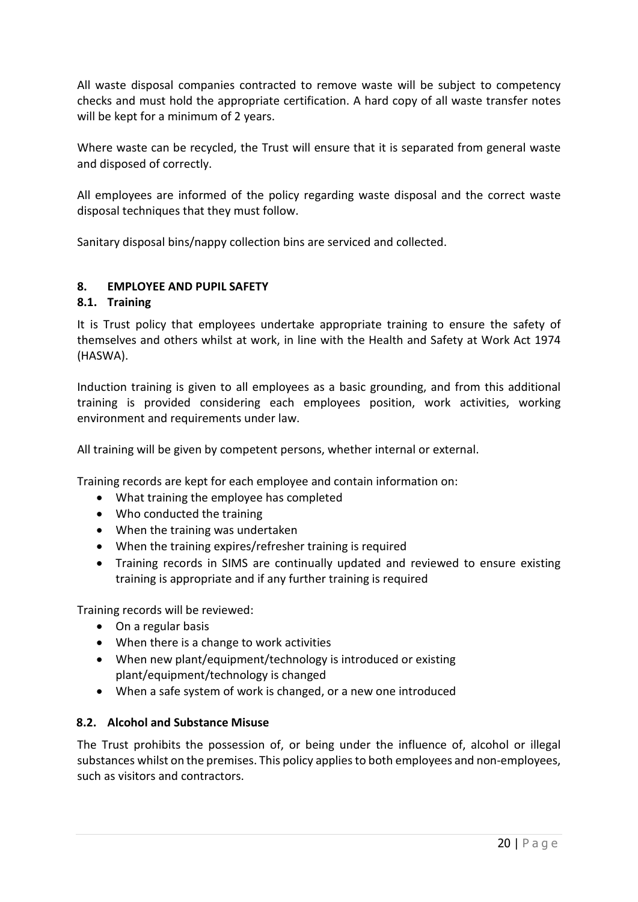All waste disposal companies contracted to remove waste will be subject to competency checks and must hold the appropriate certification. A hard copy of all waste transfer notes will be kept for a minimum of 2 years.

Where waste can be recycled, the Trust will ensure that it is separated from general waste and disposed of correctly.

All employees are informed of the policy regarding waste disposal and the correct waste disposal techniques that they must follow.

Sanitary disposal bins/nappy collection bins are serviced and collected.

## 8. EMPLOYEE AND PUPIL SAFETY

### 8.1. Training

It is Trust policy that employees undertake appropriate training to ensure the safety of themselves and others whilst at work, in line with the Health and Safety at Work Act 1974 (HASWA).

Induction training is given to all employees as a basic grounding, and from this additional training is provided considering each employees position, work activities, working environment and requirements under law.

All training will be given by competent persons, whether internal or external.

Training records are kept for each employee and contain information on:

- What training the employee has completed
- Who conducted the training
- When the training was undertaken
- When the training expires/refresher training is required
- Training records in SIMS are continually updated and reviewed to ensure existing training is appropriate and if any further training is required

Training records will be reviewed:

- On a regular basis
- When there is a change to work activities
- When new plant/equipment/technology is introduced or existing plant/equipment/technology is changed
- When a safe system of work is changed, or a new one introduced

### 8.2. Alcohol and Substance Misuse

The Trust prohibits the possession of, or being under the influence of, alcohol or illegal substances whilst on the premises. This policy applies to both employees and non-employees, such as visitors and contractors.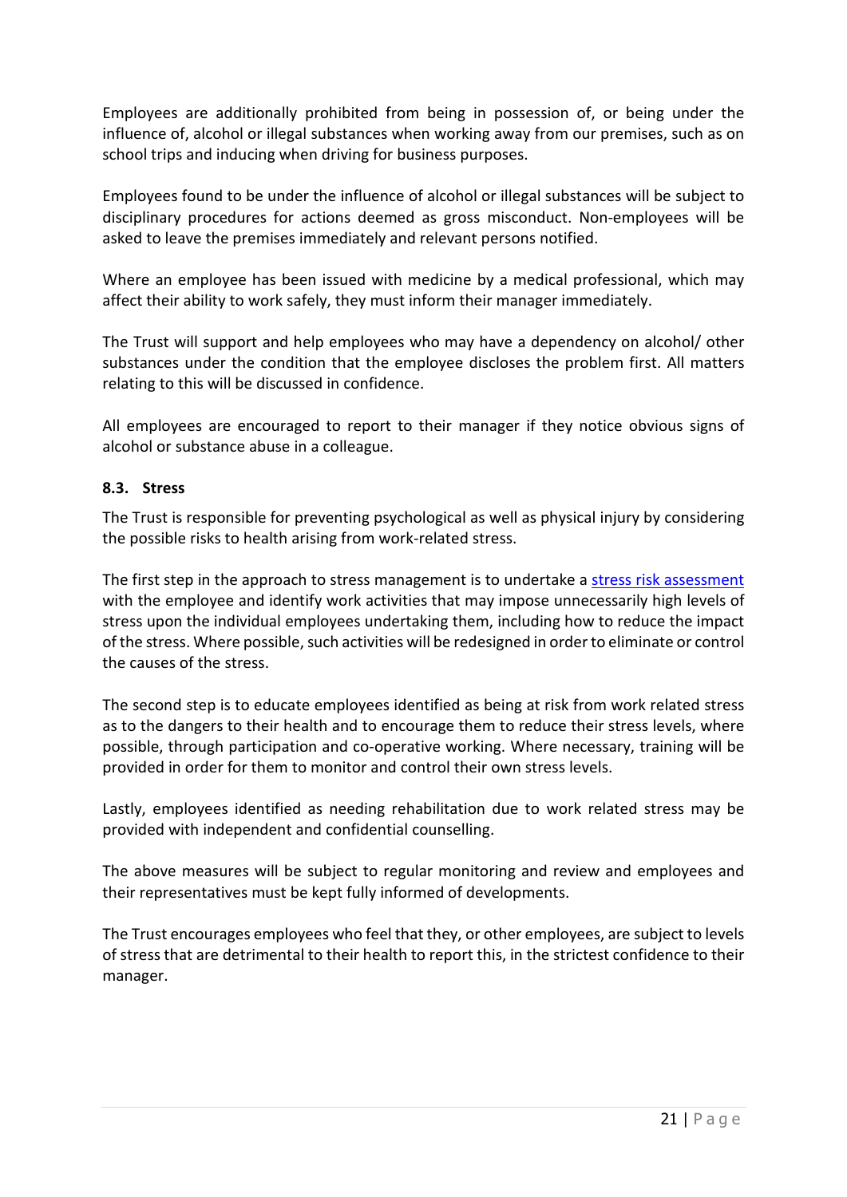Employees are additionally prohibited from being in possession of, or being under the influence of, alcohol or illegal substances when working away from our premises, such as on school trips and inducing when driving for business purposes.

Employees found to be under the influence of alcohol or illegal substances will be subject to disciplinary procedures for actions deemed as gross misconduct. Non-employees will be asked to leave the premises immediately and relevant persons notified.

Where an employee has been issued with medicine by a medical professional, which may affect their ability to work safely, they must inform their manager immediately.

The Trust will support and help employees who may have a dependency on alcohol/ other substances under the condition that the employee discloses the problem first. All matters relating to this will be discussed in confidence.

All employees are encouraged to report to their manager if they notice obvious signs of alcohol or substance abuse in a colleague.

### 8.3. Stress

The Trust is responsible for preventing psychological as well as physical injury by considering the possible risks to health arising from work-related stress.

The first step in the approach to stress management is to undertake a [stress risk assessment]() with the employee and identify work activities that may impose unnecessarily high levels of stress upon the individual employees undertaking them, including how to reduce the impact of the stress. Where possible, such activities will be redesigned in order to eliminate or control the causes of the stress.

The second step is to educate employees identified as being at risk from work related stress as to the dangers to their health and to encourage them to reduce their stress levels, where possible, through participation and co-operative working. Where necessary, training will be provided in order for them to monitor and control their own stress levels.

Lastly, employees identified as needing rehabilitation due to work related stress may be provided with independent and confidential counselling.

The above measures will be subject to regular monitoring and review and employees and their representatives must be kept fully informed of developments.

The Trust encourages employees who feel that they, or other employees, are subject to levels of stress that are detrimental to their health to report this, in the strictest confidence to their manager.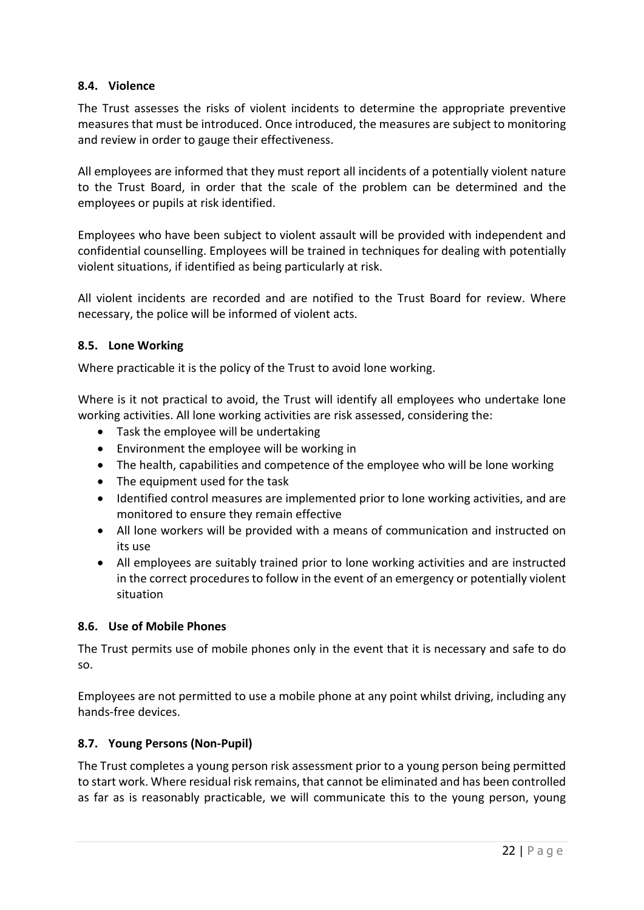### 8.4. Violence

The Trust assesses the risks of violent incidents to determine the appropriate preventive measures that must be introduced. Once introduced, the measures are subject to monitoring and review in order to gauge their effectiveness.

All employees are informed that they must report all incidents of a potentially violent nature to the Trust Board, in order that the scale of the problem can be determined and the employees or pupils at risk identified.

Employees who have been subject to violent assault will be provided with independent and confidential counselling. Employees will be trained in techniques for dealing with potentially violent situations, if identified as being particularly at risk.

All violent incidents are recorded and are notified to the Trust Board for review. Where necessary, the police will be informed of violent acts.

### 8.5. Lone Working

Where practicable it is the policy of the Trust to avoid lone working.

Where is it not practical to avoid, the Trust will identify all employees who undertake lone working activities. All lone working activities are risk assessed, considering the:

- Task the employee will be undertaking
- Environment the employee will be working in
- The health, capabilities and competence of the employee who will be lone working
- The equipment used for the task
- Identified control measures are implemented prior to lone working activities, and are monitored to ensure they remain effective
- All lone workers will be provided with a means of communication and instructed on its use
- All employees are suitably trained prior to lone working activities and are instructed in the correct procedures to follow in the event of an emergency or potentially violent situation

### 8.6. Use of Mobile Phones

The Trust permits use of mobile phones only in the event that it is necessary and safe to do so.

Employees are not permitted to use a mobile phone at any point whilst driving, including any hands-free devices.

### 8.7. Young Persons (Non-Pupil)

The Trust completes a young person risk assessment prior to a young person being permitted to start work. Where residual risk remains, that cannot be eliminated and has been controlled as far as is reasonably practicable, we will communicate this to the young person, young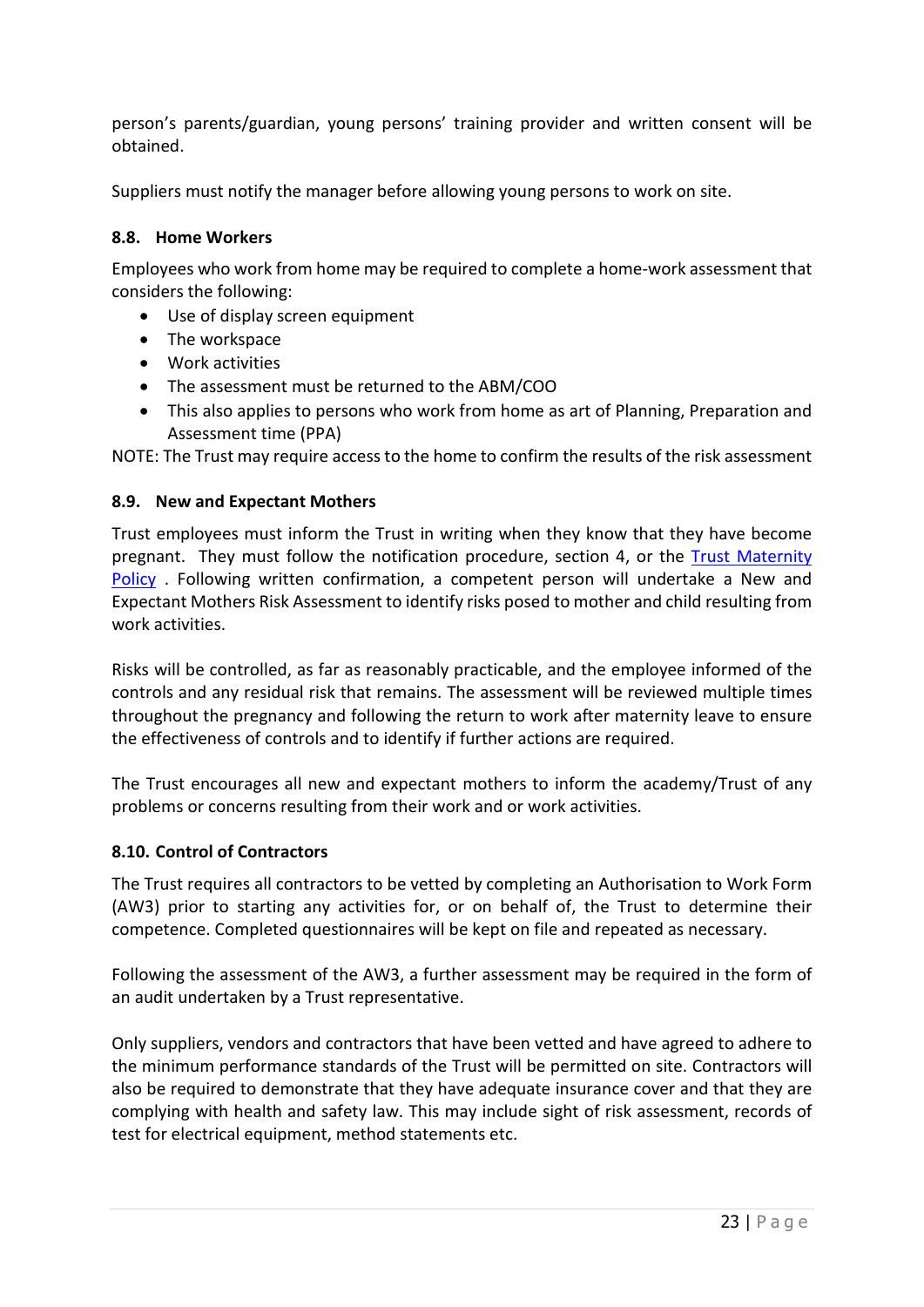person's parents/guardian, young persons' training provider and written consent will be obtained.

Suppliers must notify the manager before allowing young persons to work on site.

### 8.8. Home Workers

Employees who work from home may be required to complete a home-work assessment that considers the following:

- Use of display screen equipment
- The workspace
- Work activities
- The assessment must be returned to the ABM/COO
- This also applies to persons who work from home as art of Planning, Preparation and Assessment time (PPA)

NOTE: The Trust may require access to the home to confirm the results of the risk assessment

### 8.9. New and Expectant Mothers

Trust employees must inform the Trust in writing when they know that they have become pregnant. They must follow the notification procedure, section 4, or the Trust Maternity Policy . Following written confirmation, a competent person will undertake a New and Expectant Mothers Risk Assessment to identify risks posed to mother and child resulting from work activities.

Risks will be controlled, as far as reasonably practicable, and the employee informed of the controls and any residual risk that remains. The assessment will be reviewed multiple times throughout the pregnancy and following the return to work after maternity leave to ensure the effectiveness of controls and to identify if further actions are required.

The Trust encourages all new and expectant mothers to inform the academy/Trust of any problems or concerns resulting from their work and or work activities.

### 8.10. Control of Contractors

The Trust requires all contractors to be vetted by completing an Authorisation to Work Form (AW3) prior to starting any activities for, or on behalf of, the Trust to determine their competence. Completed questionnaires will be kept on file and repeated as necessary.

Following the assessment of the AW3, a further assessment may be required in the form of an audit undertaken by a Trust representative.

Only suppliers, vendors and contractors that have been vetted and have agreed to adhere to the minimum performance standards of the Trust will be permitted on site. Contractors will also be required to demonstrate that they have adequate insurance cover and that they are complying with health and safety law. This may include sight of risk assessment, records of test for electrical equipment, method statements etc.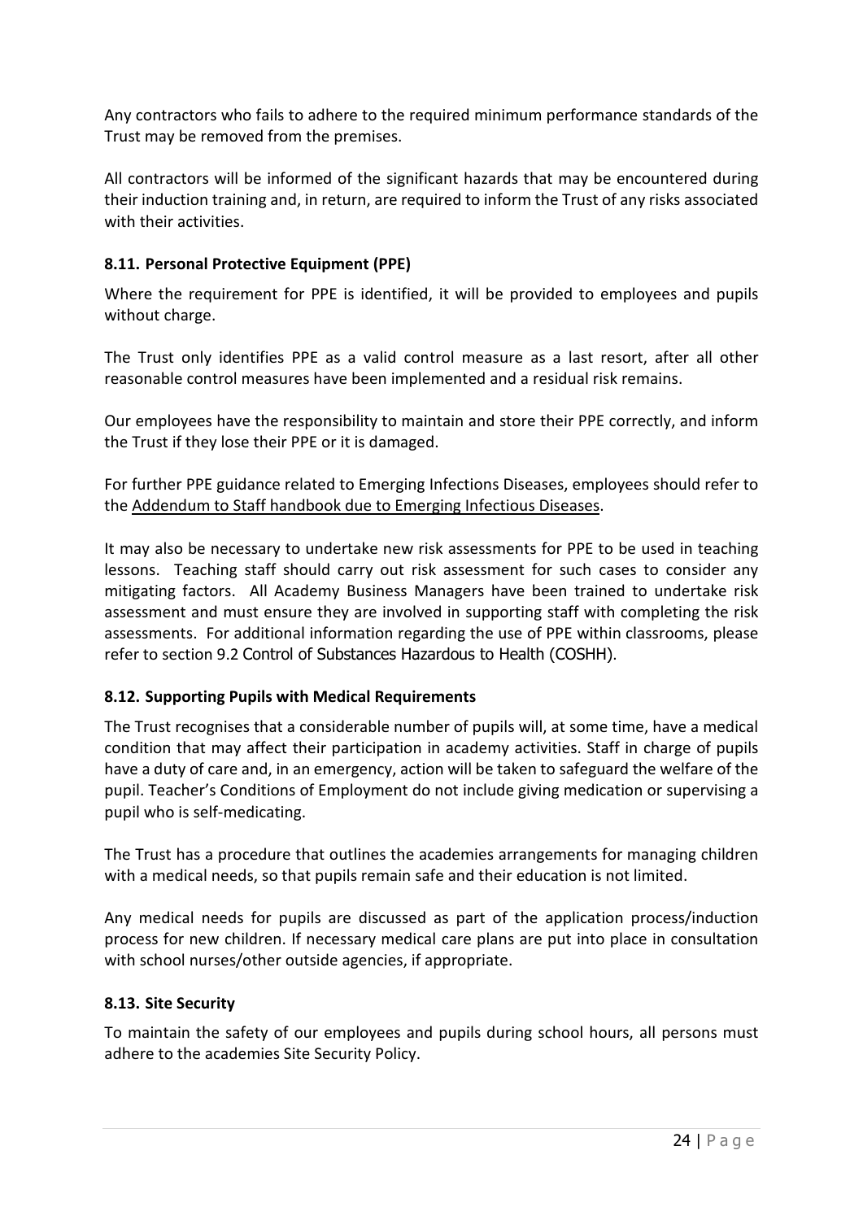Any contractors who fails to adhere to the required minimum performance standards of the Trust may be removed from the premises.

All contractors will be informed of the significant hazards that may be encountered during their induction training and, in return, are required to inform the Trust of any risks associated with their activities.

### 8.11. Personal Protective Equipment (PPE)

Where the requirement for PPE is identified, it will be provided to employees and pupils without charge.

The Trust only identifies PPE as a valid control measure as a last resort, after all other reasonable control measures have been implemented and a residual risk remains.

Our employees have the responsibility to maintain and store their PPE correctly, and inform the Trust if they lose their PPE or it is damaged.

For further PPE guidance related to Emerging Infections Diseases, employees should refer to the Addendum to Staff handbook due to Emerging Infectious Diseases.

It may also be necessary to undertake new risk assessments for PPE to be used in teaching lessons. Teaching staff should carry out risk assessment for such cases to consider any mitigating factors. All Academy Business Managers have been trained to undertake risk assessment and must ensure they are involved in supporting staff with completing the risk assessments. For additional information regarding the use of PPE within classrooms, please refer to section 9.2 Control of Substances Hazardous to Health (COSHH).

### 8.12. Supporting Pupils with Medical Requirements

The Trust recognises that a considerable number of pupils will, at some time, have a medical condition that may affect their participation in academy activities. Staff in charge of pupils have a duty of care and, in an emergency, action will be taken to safeguard the welfare of the pupil. Teacher's Conditions of Employment do not include giving medication or supervising a pupil who is self-medicating.

The Trust has a procedure that outlines the academies arrangements for managing children with a medical needs, so that pupils remain safe and their education is not limited.

Any medical needs for pupils are discussed as part of the application process/induction process for new children. If necessary medical care plans are put into place in consultation with school nurses/other outside agencies, if appropriate.

### 8.13. Site Security

To maintain the safety of our employees and pupils during school hours, all persons must adhere to the academies Site Security Policy.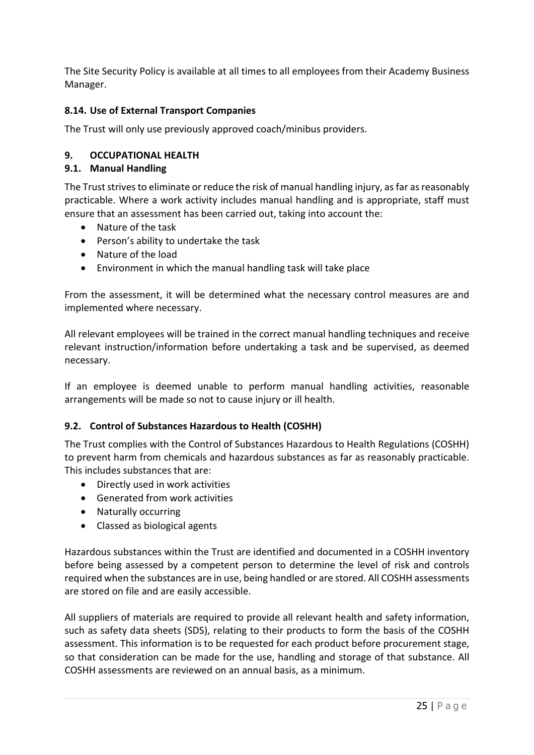The Site Security Policy is available at all times to all employees from their Academy Business Manager.

### 8.14. Use of External Transport Companies

The Trust will only use previously approved coach/minibus providers.

## 9. OCCUPATIONAL HEALTH

### 9.1. Manual Handling

The Trust strives to eliminate or reduce the risk of manual handling injury, as far as reasonably practicable. Where a work activity includes manual handling and is appropriate, staff must ensure that an assessment has been carried out, taking into account the:

- Nature of the task
- Person's ability to undertake the task
- Nature of the load
- Environment in which the manual handling task will take place

From the assessment, it will be determined what the necessary control measures are and implemented where necessary.

All relevant employees will be trained in the correct manual handling techniques and receive relevant instruction/information before undertaking a task and be supervised, as deemed necessary.

If an employee is deemed unable to perform manual handling activities, reasonable arrangements will be made so not to cause injury or ill health.

### 9.2. Control of Substances Hazardous to Health (COSHH)

The Trust complies with the Control of Substances Hazardous to Health Regulations (COSHH) to prevent harm from chemicals and hazardous substances as far as reasonably practicable. This includes substances that are:

- Directly used in work activities
- Generated from work activities
- Naturally occurring
- Classed as biological agents

Hazardous substances within the Trust are identified and documented in a COSHH inventory before being assessed by a competent person to determine the level of risk and controls required when the substances are in use, being handled or are stored. All COSHH assessments are stored on file and are easily accessible.

All suppliers of materials are required to provide all relevant health and safety information, such as safety data sheets (SDS), relating to their products to form the basis of the COSHH assessment. This information is to be requested for each product before procurement stage, so that consideration can be made for the use, handling and storage of that substance. All COSHH assessments are reviewed on an annual basis, as a minimum.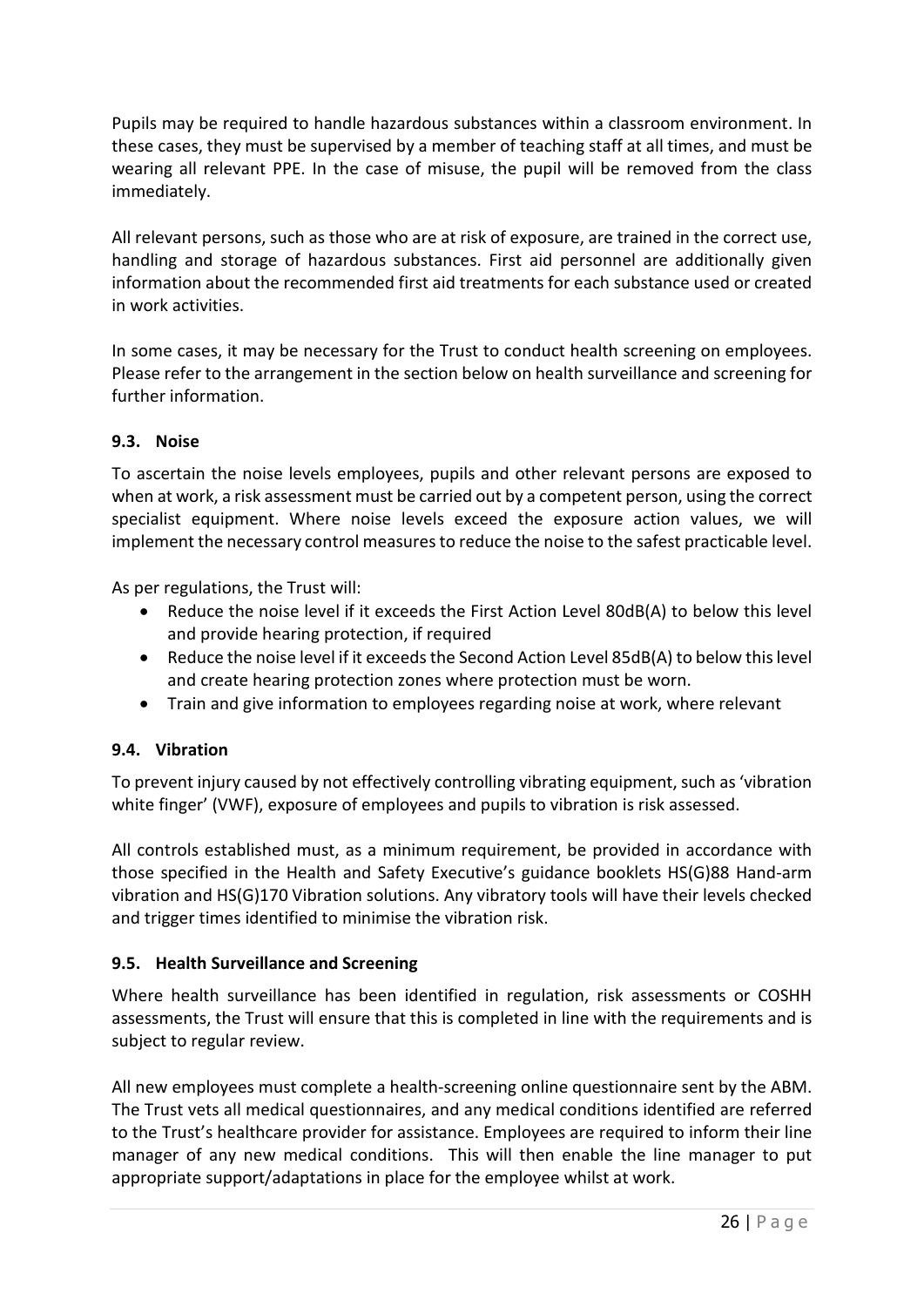Pupils may be required to handle hazardous substances within a classroom environment. In these cases, they must be supervised by a member of teaching staff at all times, and must be wearing all relevant PPE. In the case of misuse, the pupil will be removed from the class immediately.

All relevant persons, such as those who are at risk of exposure, are trained in the correct use, handling and storage of hazardous substances. First aid personnel are additionally given information about the recommended first aid treatments for each substance used or created in work activities.

In some cases, it may be necessary for the Trust to conduct health screening on employees. Please refer to the arrangement in the section below on health surveillance and screening for further information.

### 9.3. Noise

To ascertain the noise levels employees, pupils and other relevant persons are exposed to when at work, a risk assessment must be carried out by a competent person, using the correct specialist equipment. Where noise levels exceed the exposure action values, we will implement the necessary control measures to reduce the noise to the safest practicable level.

As per regulations, the Trust will:

- Reduce the noise level if it exceeds the First Action Level 80dB(A) to below this level and provide hearing protection, if required
- Reduce the noise level if it exceeds the Second Action Level 85dB(A) to below this level and create hearing protection zones where protection must be worn.
- Train and give information to employees regarding noise at work, where relevant

### 9.4. Vibration

To prevent injury caused by not effectively controlling vibrating equipment, such as 'vibration white finger' (VWF), exposure of employees and pupils to vibration is risk assessed.

All controls established must, as a minimum requirement, be provided in accordance with those specified in the Health and Safety Executive's guidance booklets HS(G)88 Hand-arm vibration and HS(G)170 Vibration solutions. Any vibratory tools will have their levels checked and trigger times identified to minimise the vibration risk.

### 9.5. Health Surveillance and Screening

Where health surveillance has been identified in regulation, risk assessments or COSHH assessments, the Trust will ensure that this is completed in line with the requirements and is subject to regular review.

All new employees must complete a health-screening online questionnaire sent by the ABM. The Trust vets all medical questionnaires, and any medical conditions identified are referred to the Trust's healthcare provider for assistance. Employees are required to inform their line manager of any new medical conditions. This will then enable the line manager to put appropriate support/adaptations in place for the employee whilst at work.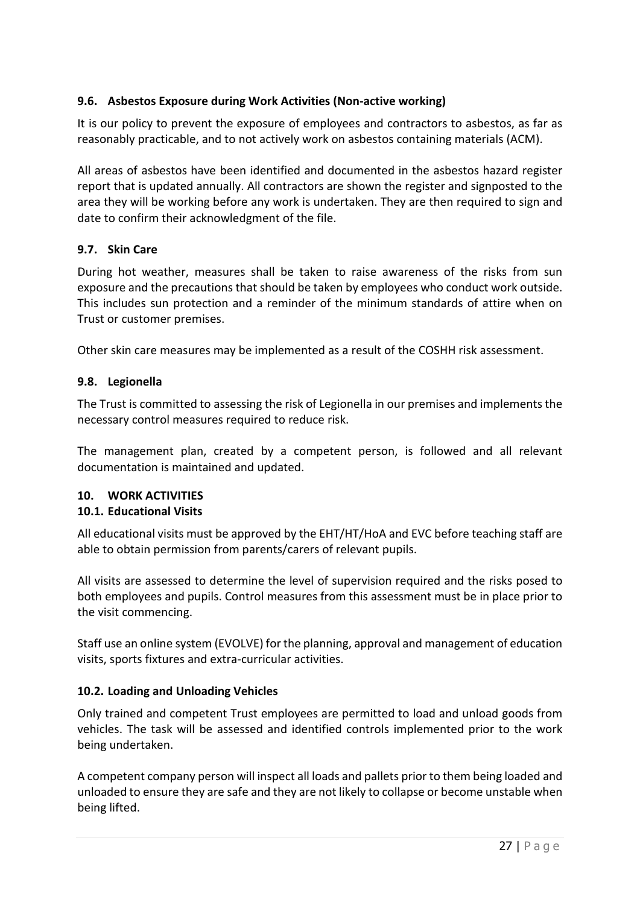### 9.6. Asbestos Exposure during Work Activities (Non-active working)

It is our policy to prevent the exposure of employees and contractors to asbestos, as far as reasonably practicable, and to not actively work on asbestos containing materials (ACM).

All areas of asbestos have been identified and documented in the asbestos hazard register report that is updated annually. All contractors are shown the register and signposted to the area they will be working before any work is undertaken. They are then required to sign and date to confirm their acknowledgment of the file.

### 9.7. Skin Care

During hot weather, measures shall be taken to raise awareness of the risks from sun exposure and the precautions that should be taken by employees who conduct work outside. This includes sun protection and a reminder of the minimum standards of attire when on Trust or customer premises.

Other skin care measures may be implemented as a result of the COSHH risk assessment.

### 9.8. Legionella

The Trust is committed to assessing the risk of Legionella in our premises and implements the necessary control measures required to reduce risk.

The management plan, created by a competent person, is followed and all relevant documentation is maintained and updated.

## 10. WORK ACTIVITIES

### 10.1. Educational Visits

All educational visits must be approved by the EHT/HT/HoA and EVC before teaching staff are able to obtain permission from parents/carers of relevant pupils.

All visits are assessed to determine the level of supervision required and the risks posed to both employees and pupils. Control measures from this assessment must be in place prior to the visit commencing.

Staff use an online system (EVOLVE) for the planning, approval and management of education visits, sports fixtures and extra-curricular activities.

### 10.2. Loading and Unloading Vehicles

Only trained and competent Trust employees are permitted to load and unload goods from vehicles. The task will be assessed and identified controls implemented prior to the work being undertaken.

A competent company person will inspect all loads and pallets prior to them being loaded and unloaded to ensure they are safe and they are not likely to collapse or become unstable when being lifted.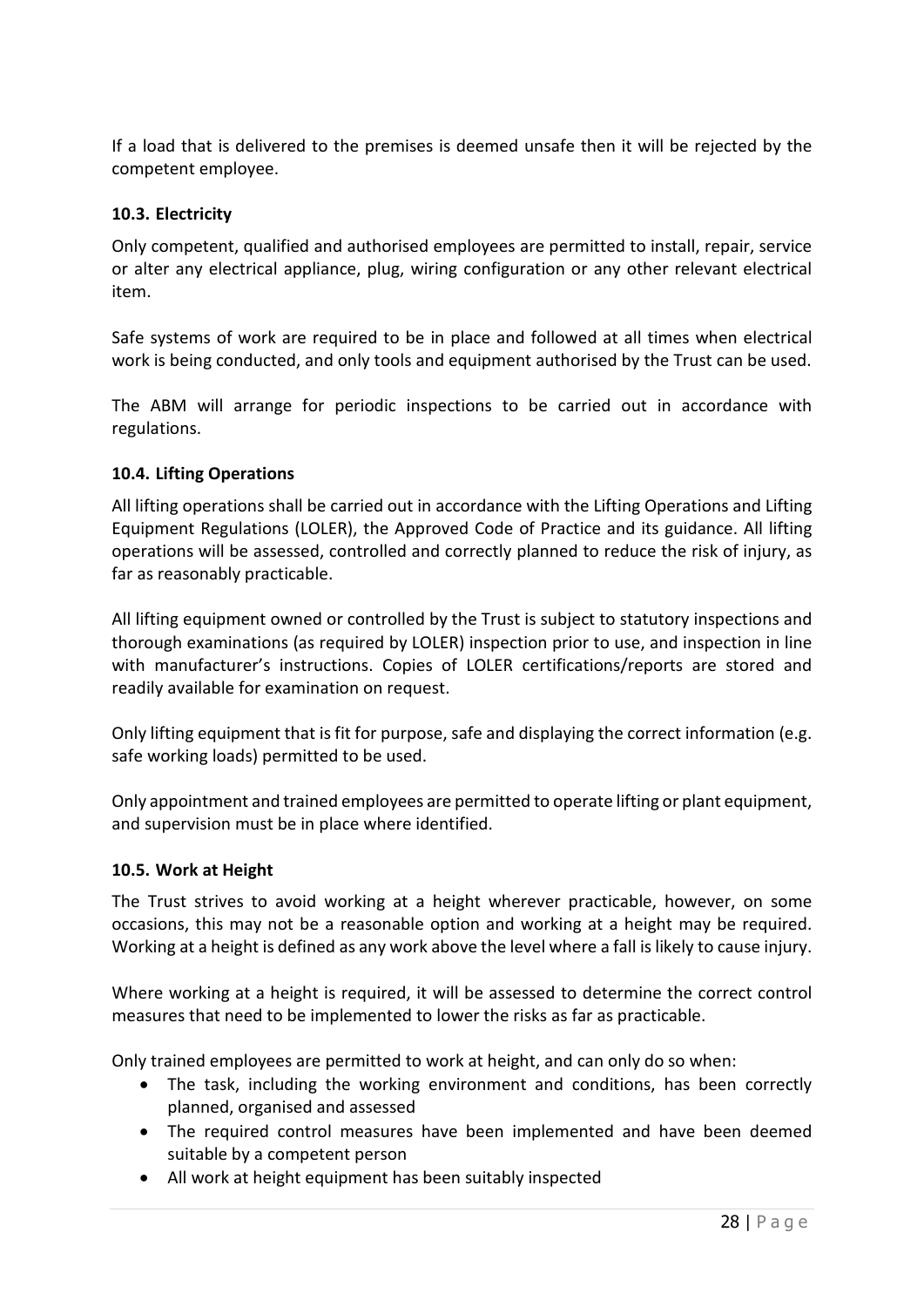If a load that is delivered to the premises is deemed unsafe then it will be rejected by the competent employee.

### 10.3. Electricity

Only competent, qualified and authorised employees are permitted to install, repair, service or alter any electrical appliance, plug, wiring configuration or any other relevant electrical item.

Safe systems of work are required to be in place and followed at all times when electrical work is being conducted, and only tools and equipment authorised by the Trust can be used.

The ABM will arrange for periodic inspections to be carried out in accordance with regulations.

### 10.4. Lifting Operations

All lifting operations shall be carried out in accordance with the Lifting Operations and Lifting Equipment Regulations (LOLER), the Approved Code of Practice and its guidance. All lifting operations will be assessed, controlled and correctly planned to reduce the risk of injury, as far as reasonably practicable.

All lifting equipment owned or controlled by the Trust is subject to statutory inspections and thorough examinations (as required by LOLER) inspection prior to use, and inspection in line with manufacturer's instructions. Copies of LOLER certifications/reports are stored and readily available for examination on request.

Only lifting equipment that is fit for purpose, safe and displaying the correct information (e.g. safe working loads) permitted to be used.

Only appointment and trained employees are permitted to operate lifting or plant equipment, and supervision must be in place where identified.

### 10.5. Work at Height

The Trust strives to avoid working at a height wherever practicable, however, on some occasions, this may not be a reasonable option and working at a height may be required. Working at a height is defined as any work above the level where a fall is likely to cause injury.

Where working at a height is required, it will be assessed to determine the correct control measures that need to be implemented to lower the risks as far as practicable.

Only trained employees are permitted to work at height, and can only do so when:

- The task, including the working environment and conditions, has been correctly planned, organised and assessed
- The required control measures have been implemented and have been deemed suitable by a competent person
- All work at height equipment has been suitably inspected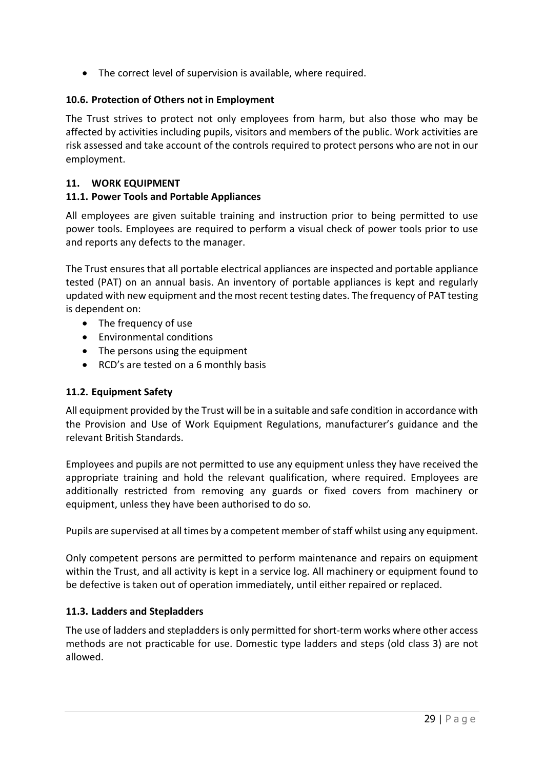- The correct level of supervision is available, where required.

### 10.6. Protection of Others not in Employment

The Trust strives to protect not only employees from harm, but also those who may be affected by activities including pupils, visitors and members of the public. Work activities are risk assessed and take account of the controls required to protect persons who are not in our employment.

## 11. WORK EQUIPMENT

### 11.1. Power Tools and Portable Appliances

All employees are given suitable training and instruction prior to being permitted to use power tools. Employees are required to perform a visual check of power tools prior to use and reports any defects to the manager.

The Trust ensures that all portable electrical appliances are inspected and portable appliance tested (PAT) on an annual basis. An inventory of portable appliances is kept and regularly updated with new equipment and the most recent testing dates. The frequency of PAT testing is dependent on:

- The frequency of use
- Environmental conditions
- The persons using the equipment
- RCD's are tested on a 6 monthly basis

### 11.2. Equipment Safety

All equipment provided by the Trust will be in a suitable and safe condition in accordance with the Provision and Use of Work Equipment Regulations, manufacturer's guidance and the relevant British Standards.

Employees and pupils are not permitted to use any equipment unless they have received the appropriate training and hold the relevant qualification, where required. Employees are additionally restricted from removing any guards or fixed covers from machinery or equipment, unless they have been authorised to do so.

Pupils are supervised at all times by a competent member of staff whilst using any equipment.

Only competent persons are permitted to perform maintenance and repairs on equipment within the Trust, and all activity is kept in a service log. All machinery or equipment found to be defective is taken out of operation immediately, until either repaired or replaced.

### 11.3. Ladders and Stepladders

The use of ladders and stepladders is only permitted for short-term works where other access methods are not practicable for use. Domestic type ladders and steps (old class 3) are not allowed.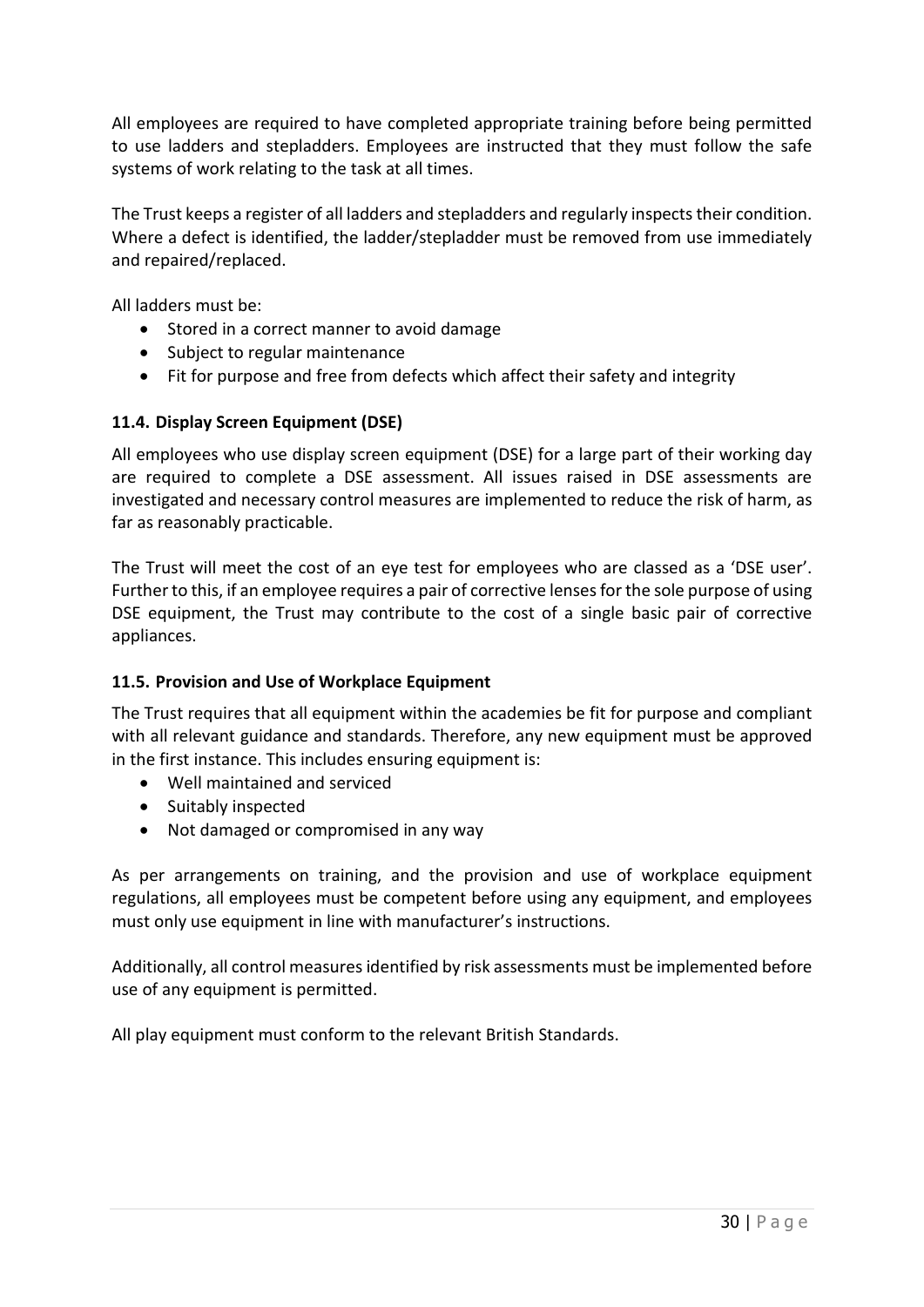All employees are required to have completed appropriate training before being permitted to use ladders and stepladders. Employees are instructed that they must follow the safe systems of work relating to the task at all times.

The Trust keeps a register of all ladders and stepladders and regularly inspects their condition. Where a defect is identified, the ladder/stepladder must be removed from use immediately and repaired/replaced.

All ladders must be:

- Stored in a correct manner to avoid damage
- Subject to regular maintenance
- Fit for purpose and free from defects which affect their safety and integrity

### 11.4. Display Screen Equipment (DSE)

All employees who use display screen equipment (DSE) for a large part of their working day are required to complete a DSE assessment. All issues raised in DSE assessments are investigated and necessary control measures are implemented to reduce the risk of harm, as far as reasonably practicable.

The Trust will meet the cost of an eye test for employees who are classed as a 'DSE user'. Further to this, if an employee requires a pair of corrective lenses for the sole purpose of using DSE equipment, the Trust may contribute to the cost of a single basic pair of corrective appliances.

### 11.5. Provision and Use of Workplace Equipment

The Trust requires that all equipment within the academies be fit for purpose and compliant with all relevant guidance and standards. Therefore, any new equipment must be approved in the first instance. This includes ensuring equipment is:

- Well maintained and serviced
- Suitably inspected
- Not damaged or compromised in any way

As per arrangements on training, and the provision and use of workplace equipment regulations, all employees must be competent before using any equipment, and employees must only use equipment in line with manufacturer's instructions.

Additionally, all control measures identified by risk assessments must be implemented before use of any equipment is permitted.

All play equipment must conform to the relevant British Standards.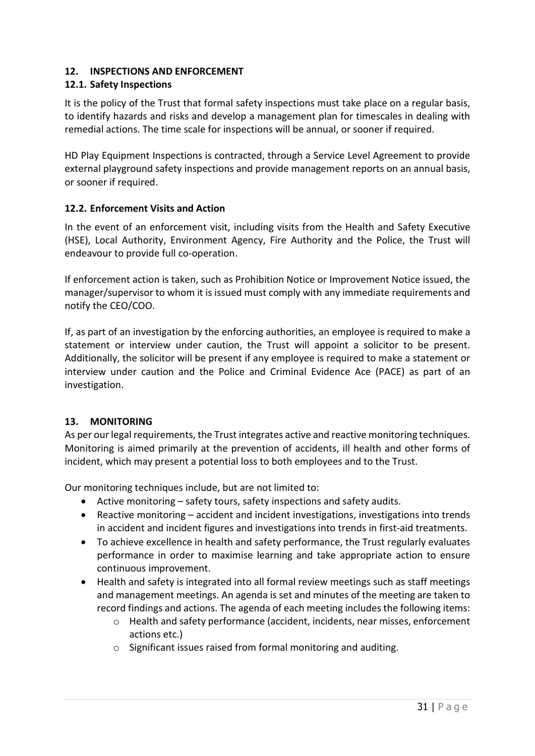## 12. INSPECTIONS AND ENFORCEMENT

### 12.1. Safety Inspections

It is the policy of the Trust that formal safety inspections must take place on a regular basis, to identify hazards and risks and develop a management plan for timescales in dealing with remedial actions. The time scale for inspections will be annual, or sooner if required.

HD Play Equipment Inspections is contracted, through a Service Level Agreement to provide external playground safety inspections and provide management reports on an annual basis, or sooner if required.

### 12.2. Enforcement Visits and Action

In the event of an enforcement visit, including visits from the Health and Safety Executive (HSE), Local Authority, Environment Agency, Fire Authority and the Police, the Trust will endeavour to provide full co-operation.

If enforcement action is taken, such as Prohibition Notice or Improvement Notice issued, the manager/supervisor to whom it is issued must comply with any immediate requirements and notify the CEO/COO.

If, as part of an investigation by the enforcing authorities, an employee is required to make a statement or interview under caution, the Trust will appoint a solicitor to be present. Additionally, the solicitor will be present if any employee is required to make a statement or interview under caution and the Police and Criminal Evidence Ace (PACE) as part of an investigation.

## 13. MONITORING

As per our legal requirements, the Trust integrates active and reactive monitoring techniques. Monitoring is aimed primarily at the prevention of accidents, ill health and other forms of incident, which may present a potential loss to both employees and to the Trust.

Our monitoring techniques include, but are not limited to:

- Active monitoring – safety tours, safety inspections and safety audits.
- Reactive monitoring – accident and incident investigations, investigations into trends in accident and incident figures and investigations into trends in first-aid treatments.
- To achieve excellence in health and safety performance, the Trust regularly evaluates performance in order to maximise learning and take appropriate action to ensure continuous improvement.
- Health and safety is integrated into all formal review meetings such as staff meetings and management meetings. An agenda is set and minutes of the meeting are taken to record findings and actions. The agenda of each meeting includes the following items:
  - Health and safety performance (accident, incidents, near misses, enforcement actions etc.)
  - Significant issues raised from formal monitoring and auditing.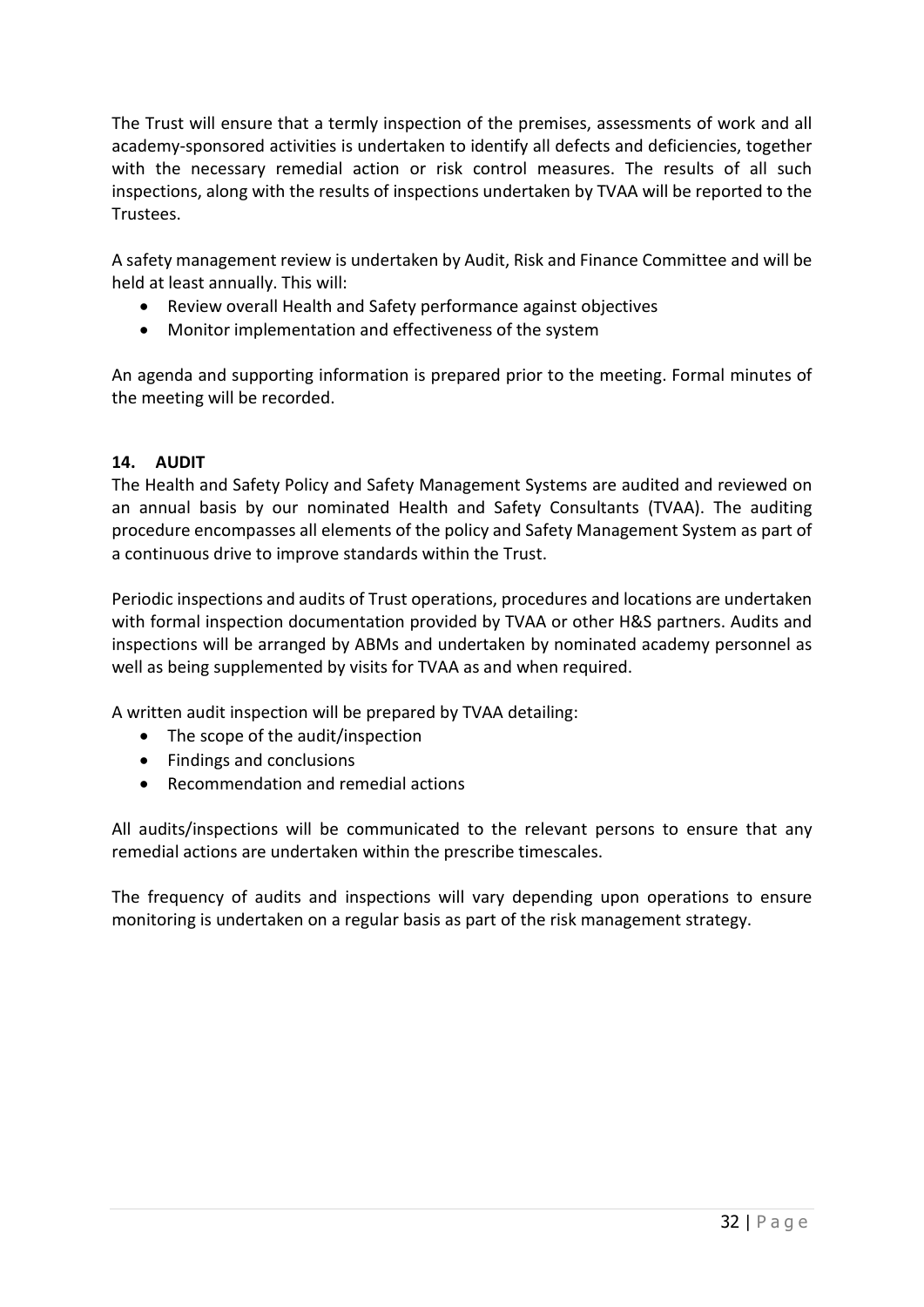The Trust will ensure that a termly inspection of the premises, assessments of work and all academy-sponsored activities is undertaken to identify all defects and deficiencies, together with the necessary remedial action or risk control measures. The results of all such inspections, along with the results of inspections undertaken by TVAA will be reported to the Trustees.

A safety management review is undertaken by Audit, Risk and Finance Committee and will be held at least annually. This will:

- Review overall Health and Safety performance against objectives
- Monitor implementation and effectiveness of the system

An agenda and supporting information is prepared prior to the meeting. Formal minutes of the meeting will be recorded.

## 14. AUDIT

The Health and Safety Policy and Safety Management Systems are audited and reviewed on an annual basis by our nominated Health and Safety Consultants (TVAA). The auditing procedure encompasses all elements of the policy and Safety Management System as part of a continuous drive to improve standards within the Trust.

Periodic inspections and audits of Trust operations, procedures and locations are undertaken with formal inspection documentation provided by TVAA or other H&S partners. Audits and inspections will be arranged by ABMs and undertaken by nominated academy personnel as well as being supplemented by visits for TVAA as and when required.

A written audit inspection will be prepared by TVAA detailing:

- The scope of the audit/inspection
- Findings and conclusions
- Recommendation and remedial actions

All audits/inspections will be communicated to the relevant persons to ensure that any remedial actions are undertaken within the prescribe timescales.

The frequency of audits and inspections will vary depending upon operations to ensure monitoring is undertaken on a regular basis as part of the risk management strategy.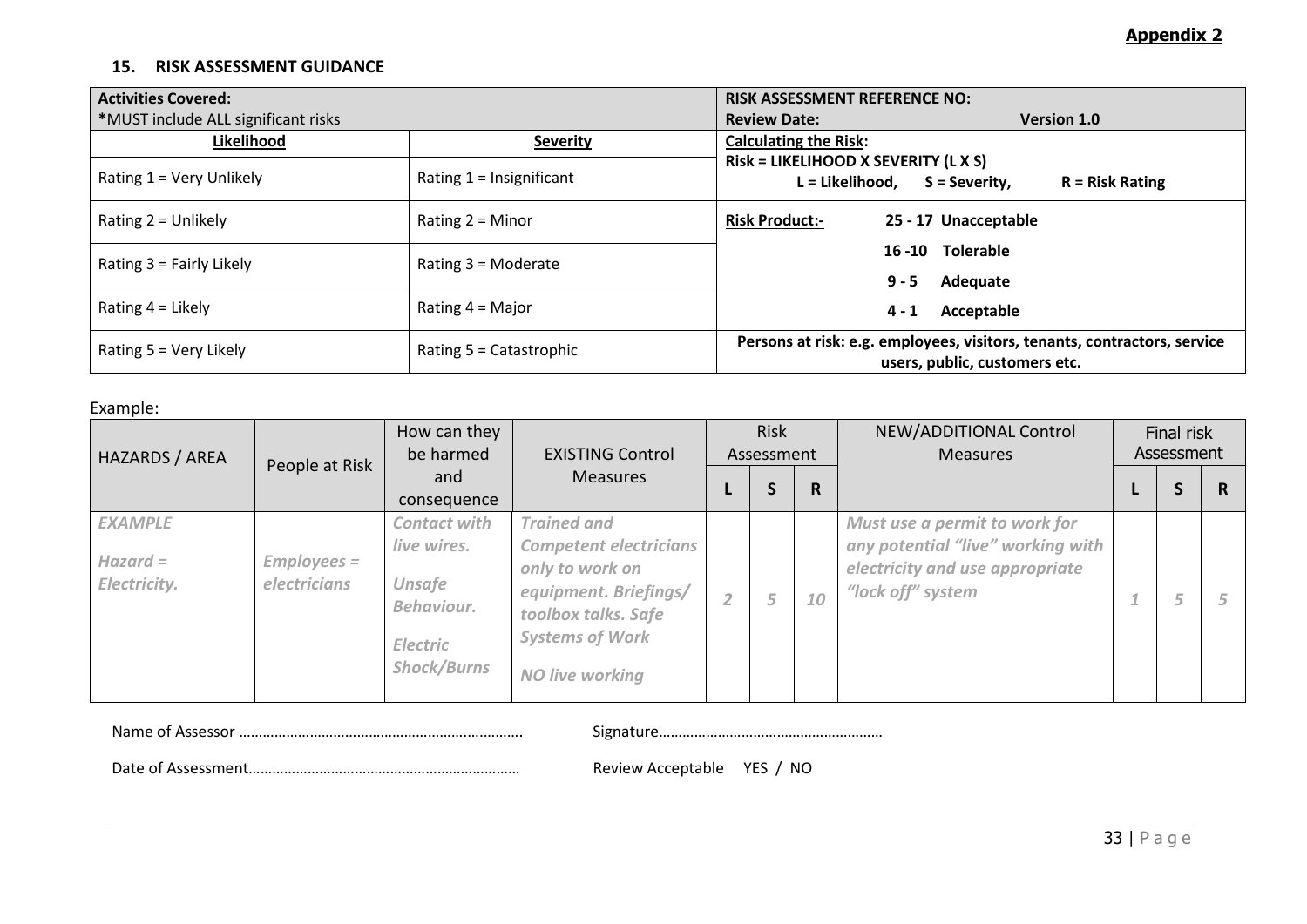**Appendix 2**

### 15. RISK ASSESSMENT GUIDANCE

| **Activities Covered:** *MUST include ALL significant risks | | **RISK ASSESSMENT REFERENCE NO:** **Review Date:** **Version 1.0** |
|---|---|---|
| **Likelihood** | **Severity** | **Calculating the Risk:** **Risk = LIKELIHOOD X SEVERITY (L X S)** **L = Likelihood, S = Severity, R = Risk Rating** |
| Rating 1 = Very Unlikely | Rating 1 = Insignificant | |
| Rating 2 = Unlikely | Rating 2 = Minor | **Risk Product:-** **25 - 17 Unacceptable** |
| Rating 3 = Fairly Likely | Rating 3 = Moderate | **16 -10 Tolerable** **9 - 5 Adequate** |
| Rating 4 = Likely | Rating 4 = Major | **4 - 1 Acceptable** |
| Rating 5 = Very Likely | Rating 5 = Catastrophic | **Persons at risk: e.g. employees, visitors, tenants, contractors, service users, public, customers etc.** |

Example:

| HAZARDS / AREA | People at Risk | How can they be harmed and consequence | EXISTING Control Measures | Risk Assessment | | | NEW/ADDITIONAL Control Measures | Final risk Assessment | | |
|---|---|---|---|---|---|---|---|---|---|---|
| | | | | **L** | **S** | **R** | | **L** | **S** | **R** |
| *EXAMPLE* *Hazard = Electricity.* | *Employees = electricians* | *Contact with live wires.* *Unsafe Behaviour.* *Electric Shock/Burns* | *Trained and Competent electricians only to work on equipment. Briefings/ toolbox talks. Safe Systems of Work* *NO live working* | *2* | *5* | *10* | *Must use a permit to work for any potential "live" working with electricity and use appropriate "lock off" system* | *1* | *5* | *5* |

Name of Assessor …………………………………………………………….     Signature…………………………………………………

Date of Assessment……………………………………………………………     Review Acceptable YES / NO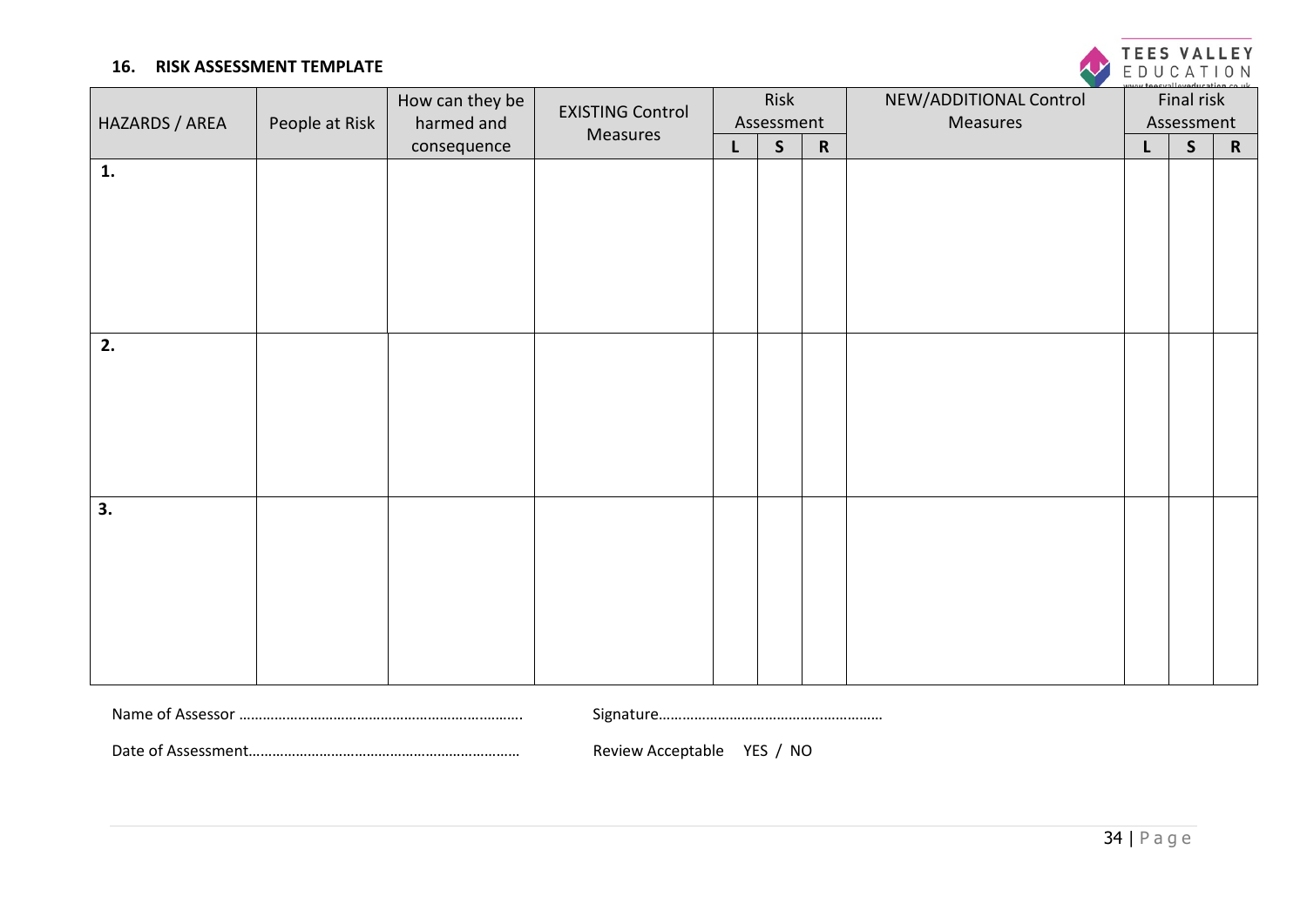## 16. RISK ASSESSMENT TEMPLATE

| HAZARDS / AREA | People at Risk | How can they be harmed and consequence | EXISTING Control Measures | Risk Assessment | | | NEW/ADDITIONAL Control Measures | Final risk Assessment | | |
|---|---|---|---|---|---|---|---|---|---|---|
| | | | | L | S | R | | L | S | R |
| 1. | | | | | | | | | | |
| 2. | | | | | | | | | | |
| 3. | | | | | | | | | | |

Name of Assessor …………………………………………………………….

Signature…………………………………………………

Date of Assessment…………………………………………………………

Review Acceptable YES / NO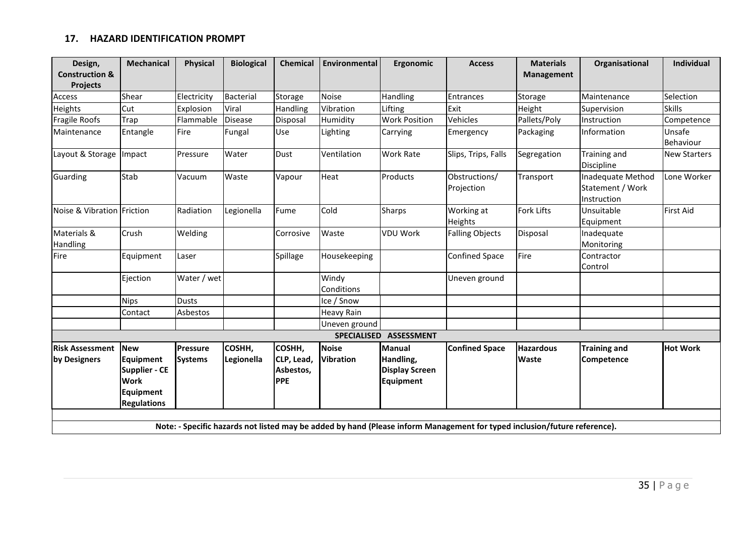## 17. HAZARD IDENTIFICATION PROMPT

| Design, Construction & Projects | Mechanical | Physical | Biological | Chemical | Environmental | Ergonomic | Access | Materials Management | Organisational | Individual |
|---|---|---|---|---|---|---|---|---|---|---|
| Access | Shear | Electricity | Bacterial | Storage | Noise | Handling | Entrances | Storage | Maintenance | Selection |
| Heights | Cut | Explosion | Viral | Handling | Vibration | Lifting | Exit | Height | Supervision | Skills |
| Fragile Roofs | Trap | Flammable | Disease | Disposal | Humidity | Work Position | Vehicles | Pallets/Poly | Instruction | Competence |
| Maintenance | Entangle | Fire | Fungal | Use | Lighting | Carrying | Emergency | Packaging | Information | Unsafe Behaviour |
| Layout & Storage | Impact | Pressure | Water | Dust | Ventilation | Work Rate | Slips, Trips, Falls | Segregation | Training and Discipline | New Starters |
| Guarding | Stab | Vacuum | Waste | Vapour | Heat | Products | Obstructions/ Projection | Transport | Inadequate Method Statement / Work Instruction | Lone Worker |
| Noise & Vibration | Friction | Radiation | Legionella | Fume | Cold | Sharps | Working at Heights | Fork Lifts | Unsuitable Equipment | First Aid |
| Materials & Handling | Crush | Welding | | Corrosive | Waste | VDU Work | Falling Objects | Disposal | Inadequate Monitoring | |
| Fire | Equipment | Laser | | Spillage | Housekeeping | | Confined Space | Fire | Contractor Control | |
| | Ejection | Water / wet | | | Windy Conditions | | Uneven ground | | | |
| | Nips | Dusts | | | Ice / Snow | | | | | |
| | Contact | Asbestos | | | Heavy Rain | | | | | |
| | | | | | Uneven ground | | | | | |
| | | | | | **SPECIALISED ASSESSMENT** | | | | | |
| **Risk Assessment by Designers** | **New Equipment Supplier - CE Work Equipment Regulations** | **Pressure Systems** | **COSHH, Legionella** | **COSHH, CLP, Lead, Asbestos, PPE** | **Noise Vibration** | **Manual Handling, Display Screen Equipment** | **Confined Space** | **Hazardous Waste** | **Training and Competence** | **Hot Work** |

**Note: - Specific hazards not listed may be added by hand (Please inform Management for typed inclusion/future reference).**